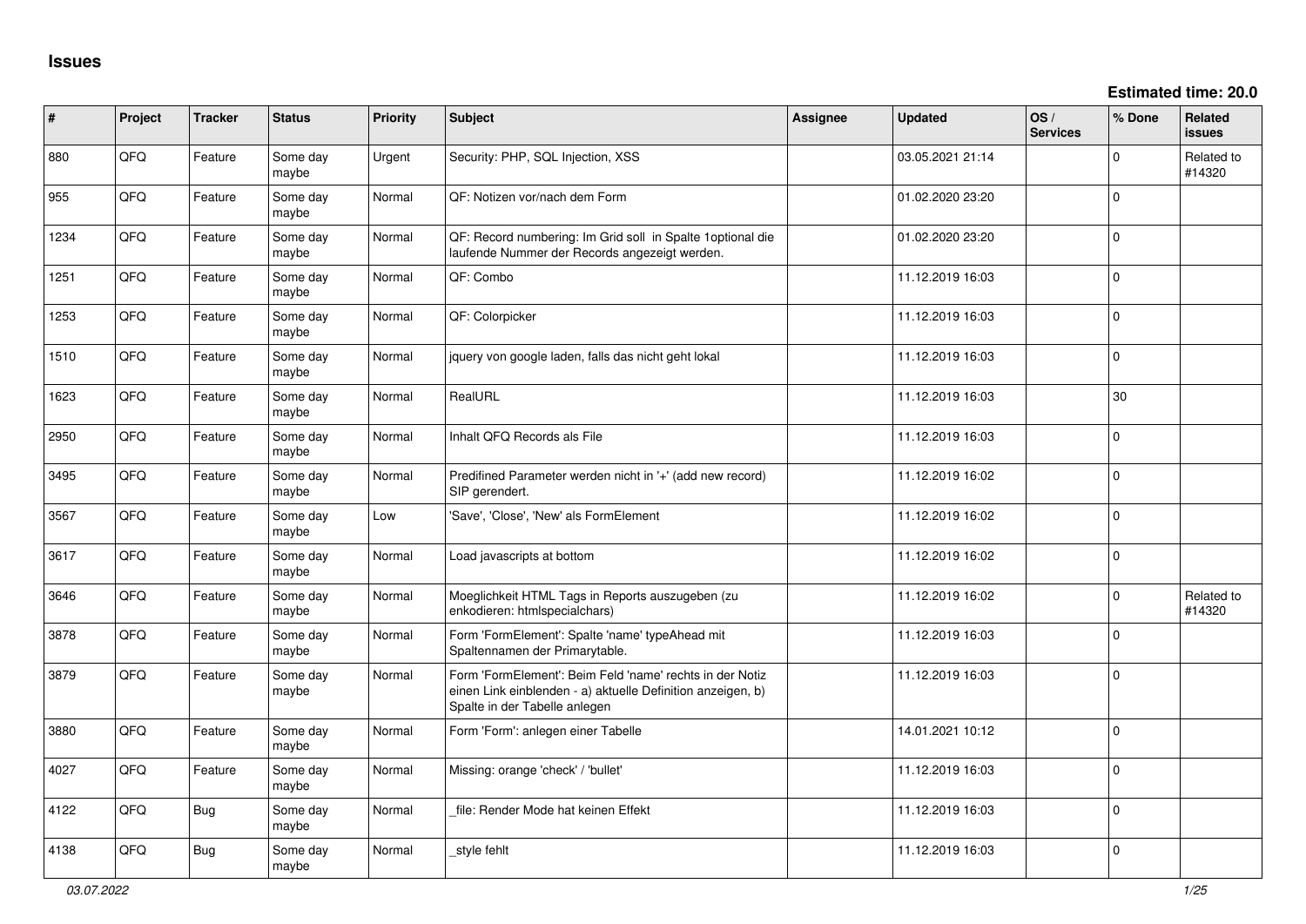## Issues

**Estimated time: 20.0**

| # | Project | Tracker | Status | Priority | Subject | Assignee | Updated | OS / Services | % Done | Related issues |
|---|---|---|---|---|---|---|---|---|---|---|
| 880 | QFQ | Feature | Some day maybe | Urgent | Security: PHP, SQL Injection, XSS | | 03.05.2021 21:14 | | 0 | Related to #14320 |
| 955 | QFQ | Feature | Some day maybe | Normal | QF: Notizen vor/nach dem Form | | 01.02.2020 23:20 | | 0 | |
| 1234 | QFQ | Feature | Some day maybe | Normal | QF: Record numbering: Im Grid soll in Spalte 1optional die laufende Nummer der Records angezeigt werden. | | 01.02.2020 23:20 | | 0 | |
| 1251 | QFQ | Feature | Some day maybe | Normal | QF: Combo | | 11.12.2019 16:03 | | 0 | |
| 1253 | QFQ | Feature | Some day maybe | Normal | QF: Colorpicker | | 11.12.2019 16:03 | | 0 | |
| 1510 | QFQ | Feature | Some day maybe | Normal | jquery von google laden, falls das nicht geht lokal | | 11.12.2019 16:03 | | 0 | |
| 1623 | QFQ | Feature | Some day maybe | Normal | RealURL | | 11.12.2019 16:03 | | 30 | |
| 2950 | QFQ | Feature | Some day maybe | Normal | Inhalt QFQ Records als File | | 11.12.2019 16:03 | | 0 | |
| 3495 | QFQ | Feature | Some day maybe | Normal | Predifined Parameter werden nicht in '+' (add new record) SIP gerendert. | | 11.12.2019 16:02 | | 0 | |
| 3567 | QFQ | Feature | Some day maybe | Low | 'Save', 'Close', 'New' als FormElement | | 11.12.2019 16:02 | | 0 | |
| 3617 | QFQ | Feature | Some day maybe | Normal | Load javascripts at bottom | | 11.12.2019 16:02 | | 0 | |
| 3646 | QFQ | Feature | Some day maybe | Normal | Moeglichkeit HTML Tags in Reports auszugeben (zu enkodieren: htmlspecialchars) | | 11.12.2019 16:02 | | 0 | Related to #14320 |
| 3878 | QFQ | Feature | Some day maybe | Normal | Form 'FormElement': Spalte 'name' typeAhead mit Spaltennamen der Primarytable. | | 11.12.2019 16:03 | | 0 | |
| 3879 | QFQ | Feature | Some day maybe | Normal | Form 'FormElement': Beim Feld 'name' rechts in der Notiz einen Link einblenden - a) aktuelle Definition anzeigen, b) Spalte in der Tabelle anlegen | | 11.12.2019 16:03 | | 0 | |
| 3880 | QFQ | Feature | Some day maybe | Normal | Form 'Form': anlegen einer Tabelle | | 14.01.2021 10:12 | | 0 | |
| 4027 | QFQ | Feature | Some day maybe | Normal | Missing: orange 'check' / 'bullet' | | 11.12.2019 16:03 | | 0 | |
| 4122 | QFQ | Bug | Some day maybe | Normal | _file: Render Mode hat keinen Effekt | | 11.12.2019 16:03 | | 0 | |
| 4138 | QFQ | Bug | Some day maybe | Normal | _style fehlt | | 11.12.2019 16:03 | | 0 | |

*03.07.2022*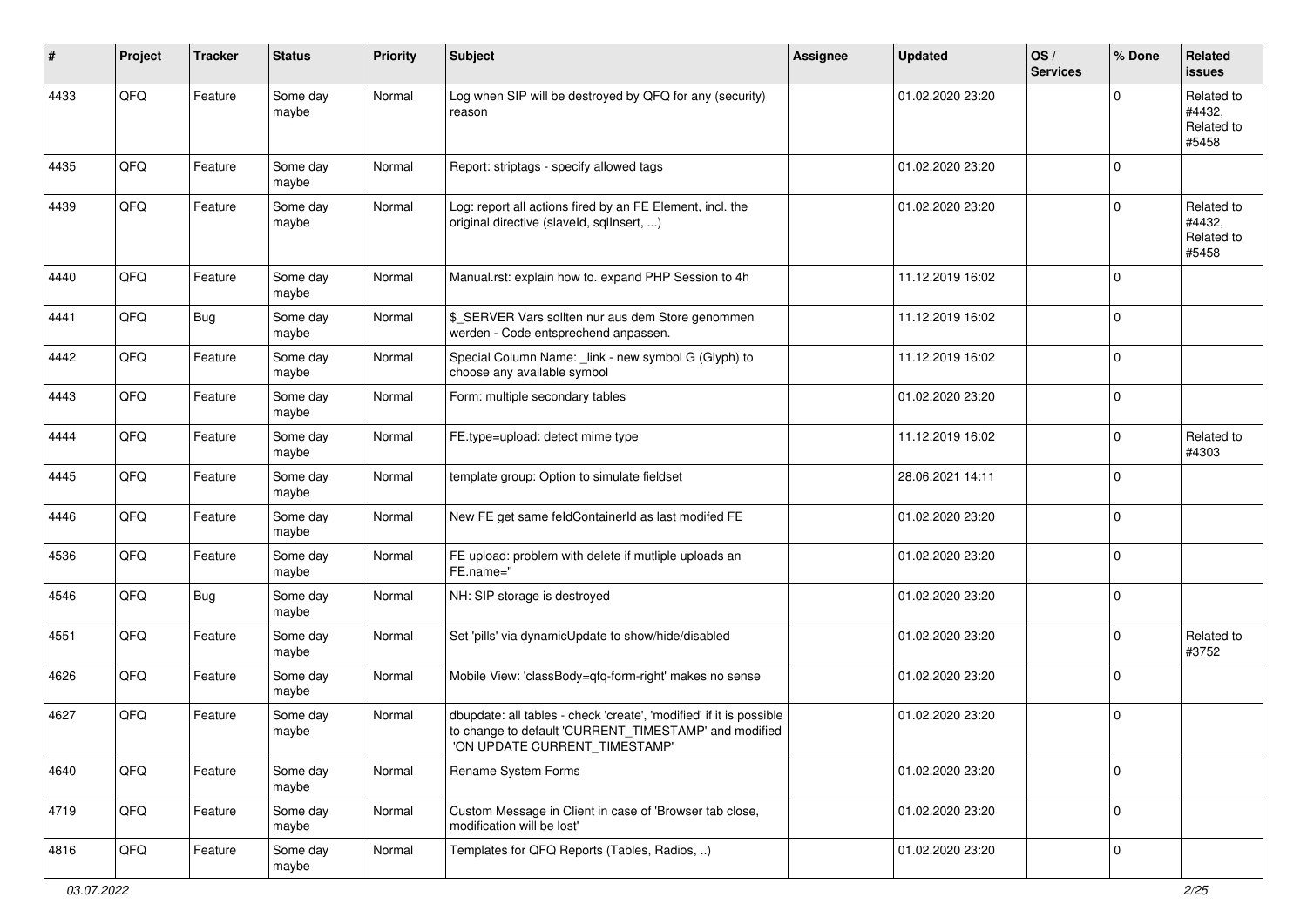| # | Project | Tracker | Status | Priority | Subject | Assignee | Updated | OS / Services | % Done | Related issues |
|---|---|---|---|---|---|---|---|---|---|---|
| 4433 | QFQ | Feature | Some day maybe | Normal | Log when SIP will be destroyed by QFQ for any (security) reason | | 01.02.2020 23:20 | | 0 | Related to #4432, Related to #5458 |
| 4435 | QFQ | Feature | Some day maybe | Normal | Report: striptags - specify allowed tags | | 01.02.2020 23:20 | | 0 | |
| 4439 | QFQ | Feature | Some day maybe | Normal | Log: report all actions fired by an FE Element, incl. the original directive (slaveId, sqlInsert, ...) | | 01.02.2020 23:20 | | 0 | Related to #4432, Related to #5458 |
| 4440 | QFQ | Feature | Some day maybe | Normal | Manual.rst: explain how to. expand PHP Session to 4h | | 11.12.2019 16:02 | | 0 | |
| 4441 | QFQ | Bug | Some day maybe | Normal | $_SERVER Vars sollten nur aus dem Store genommen werden - Code entsprechend anpassen. | | 11.12.2019 16:02 | | 0 | |
| 4442 | QFQ | Feature | Some day maybe | Normal | Special Column Name: _link - new symbol G (Glyph) to choose any available symbol | | 11.12.2019 16:02 | | 0 | |
| 4443 | QFQ | Feature | Some day maybe | Normal | Form: multiple secondary tables | | 01.02.2020 23:20 | | 0 | |
| 4444 | QFQ | Feature | Some day maybe | Normal | FE.type=upload: detect mime type | | 11.12.2019 16:02 | | 0 | Related to #4303 |
| 4445 | QFQ | Feature | Some day maybe | Normal | template group: Option to simulate fieldset | | 28.06.2021 14:11 | | 0 | |
| 4446 | QFQ | Feature | Some day maybe | Normal | New FE get same feldContainerId as last modifed FE | | 01.02.2020 23:20 | | 0 | |
| 4536 | QFQ | Feature | Some day maybe | Normal | FE upload: problem with delete if mutliple uploads an FE.name=" | | 01.02.2020 23:20 | | 0 | |
| 4546 | QFQ | Bug | Some day maybe | Normal | NH: SIP storage is destroyed | | 01.02.2020 23:20 | | 0 | |
| 4551 | QFQ | Feature | Some day maybe | Normal | Set 'pills' via dynamicUpdate to show/hide/disabled | | 01.02.2020 23:20 | | 0 | Related to #3752 |
| 4626 | QFQ | Feature | Some day maybe | Normal | Mobile View: 'classBody=qfq-form-right' makes no sense | | 01.02.2020 23:20 | | 0 | |
| 4627 | QFQ | Feature | Some day maybe | Normal | dbupdate: all tables - check 'create', 'modified' if it is possible to change to default 'CURRENT_TIMESTAMP' and modified 'ON UPDATE CURRENT_TIMESTAMP' | | 01.02.2020 23:20 | | 0 | |
| 4640 | QFQ | Feature | Some day maybe | Normal | Rename System Forms | | 01.02.2020 23:20 | | 0 | |
| 4719 | QFQ | Feature | Some day maybe | Normal | Custom Message in Client in case of 'Browser tab close, modification will be lost' | | 01.02.2020 23:20 | | 0 | |
| 4816 | QFQ | Feature | Some day maybe | Normal | Templates for QFQ Reports (Tables, Radios, ..) | | 01.02.2020 23:20 | | 0 | |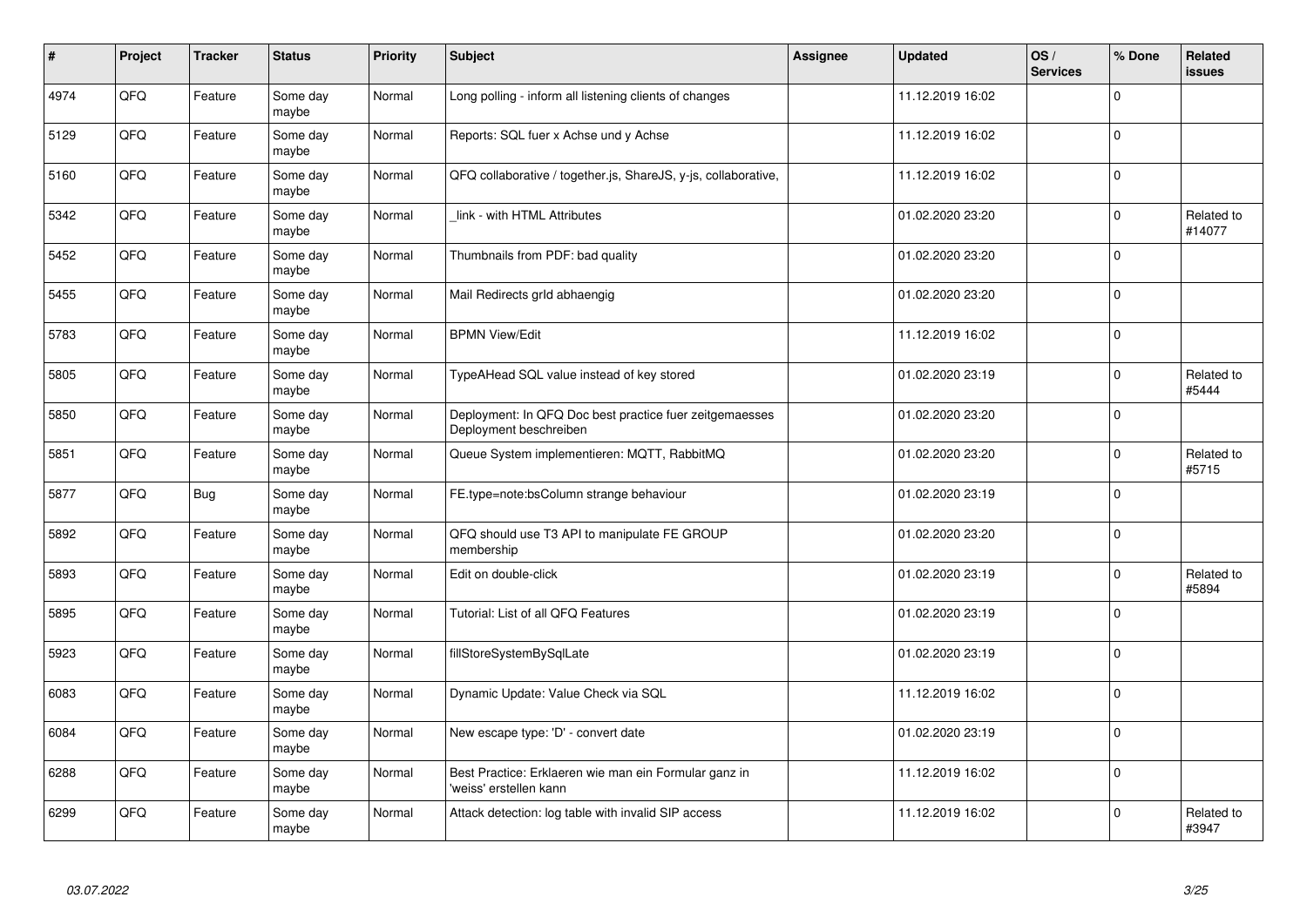| # | Project | Tracker | Status | Priority | Subject | Assignee | Updated | OS / Services | % Done | Related issues |
|---|---|---|---|---|---|---|---|---|---|---|
| 4974 | QFQ | Feature | Some day maybe | Normal | Long polling - inform all listening clients of changes | | 11.12.2019 16:02 | | 0 | |
| 5129 | QFQ | Feature | Some day maybe | Normal | Reports: SQL fuer x Achse und y Achse | | 11.12.2019 16:02 | | 0 | |
| 5160 | QFQ | Feature | Some day maybe | Normal | QFQ collaborative / together.js, ShareJS, y-js, collaborative, | | 11.12.2019 16:02 | | 0 | |
| 5342 | QFQ | Feature | Some day maybe | Normal | _link - with HTML Attributes | | 01.02.2020 23:20 | | 0 | Related to #14077 |
| 5452 | QFQ | Feature | Some day maybe | Normal | Thumbnails from PDF: bad quality | | 01.02.2020 23:20 | | 0 | |
| 5455 | QFQ | Feature | Some day maybe | Normal | Mail Redirects grId abhaengig | | 01.02.2020 23:20 | | 0 | |
| 5783 | QFQ | Feature | Some day maybe | Normal | BPMN View/Edit | | 11.12.2019 16:02 | | 0 | |
| 5805 | QFQ | Feature | Some day maybe | Normal | TypeAHead SQL value instead of key stored | | 01.02.2020 23:19 | | 0 | Related to #5444 |
| 5850 | QFQ | Feature | Some day maybe | Normal | Deployment: In QFQ Doc best practice fuer zeitgemaesses Deployment beschreiben | | 01.02.2020 23:20 | | 0 | |
| 5851 | QFQ | Feature | Some day maybe | Normal | Queue System implementieren: MQTT, RabbitMQ | | 01.02.2020 23:20 | | 0 | Related to #5715 |
| 5877 | QFQ | Bug | Some day maybe | Normal | FE.type=note:bsColumn strange behaviour | | 01.02.2020 23:19 | | 0 | |
| 5892 | QFQ | Feature | Some day maybe | Normal | QFQ should use T3 API to manipulate FE GROUP membership | | 01.02.2020 23:20 | | 0 | |
| 5893 | QFQ | Feature | Some day maybe | Normal | Edit on double-click | | 01.02.2020 23:19 | | 0 | Related to #5894 |
| 5895 | QFQ | Feature | Some day maybe | Normal | Tutorial: List of all QFQ Features | | 01.02.2020 23:19 | | 0 | |
| 5923 | QFQ | Feature | Some day maybe | Normal | fillStoreSystemBySqlLate | | 01.02.2020 23:19 | | 0 | |
| 6083 | QFQ | Feature | Some day maybe | Normal | Dynamic Update: Value Check via SQL | | 11.12.2019 16:02 | | 0 | |
| 6084 | QFQ | Feature | Some day maybe | Normal | New escape type: 'D' - convert date | | 01.02.2020 23:19 | | 0 | |
| 6288 | QFQ | Feature | Some day maybe | Normal | Best Practice: Erklaeren wie man ein Formular ganz in 'weiss' erstellen kann | | 11.12.2019 16:02 | | 0 | |
| 6299 | QFQ | Feature | Some day maybe | Normal | Attack detection: log table with invalid SIP access | | 11.12.2019 16:02 | | 0 | Related to #3947 |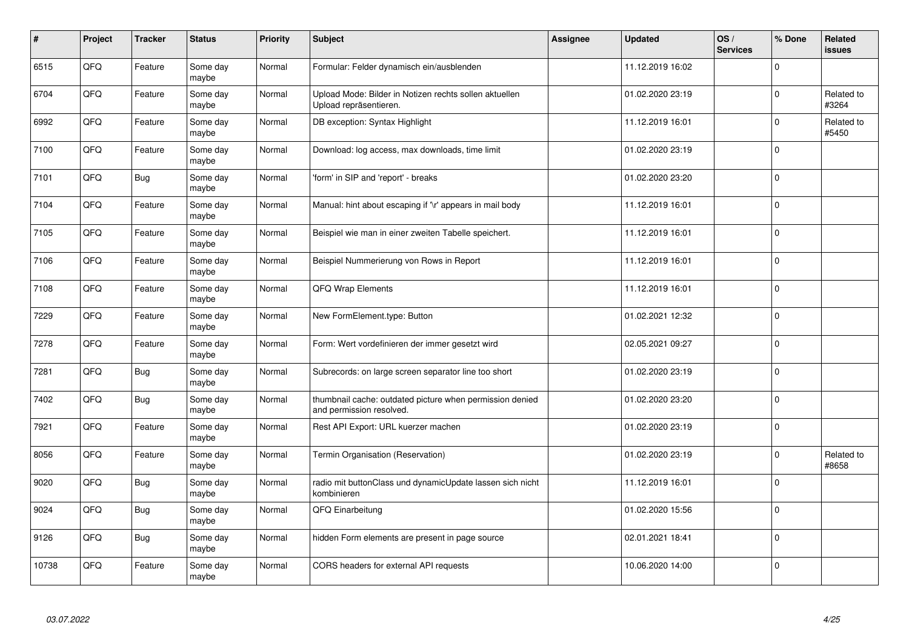| # | Project | Tracker | Status | Priority | Subject | Assignee | Updated | OS / Services | % Done | Related issues |
|---|---|---|---|---|---|---|---|---|---|---|
| 6515 | QFQ | Feature | Some day maybe | Normal | Formular: Felder dynamisch ein/ausblenden | | 11.12.2019 16:02 | | 0 | |
| 6704 | QFQ | Feature | Some day maybe | Normal | Upload Mode: Bilder in Notizen rechts sollen aktuellen Upload repräsentieren. | | 01.02.2020 23:19 | | 0 | Related to #3264 |
| 6992 | QFQ | Feature | Some day maybe | Normal | DB exception: Syntax Highlight | | 11.12.2019 16:01 | | 0 | Related to #5450 |
| 7100 | QFQ | Feature | Some day maybe | Normal | Download: log access, max downloads, time limit | | 01.02.2020 23:19 | | 0 | |
| 7101 | QFQ | Bug | Some day maybe | Normal | 'form' in SIP and 'report' - breaks | | 01.02.2020 23:20 | | 0 | |
| 7104 | QFQ | Feature | Some day maybe | Normal | Manual: hint about escaping if '\r' appears in mail body | | 11.12.2019 16:01 | | 0 | |
| 7105 | QFQ | Feature | Some day maybe | Normal | Beispiel wie man in einer zweiten Tabelle speichert. | | 11.12.2019 16:01 | | 0 | |
| 7106 | QFQ | Feature | Some day maybe | Normal | Beispiel Nummerierung von Rows in Report | | 11.12.2019 16:01 | | 0 | |
| 7108 | QFQ | Feature | Some day maybe | Normal | QFQ Wrap Elements | | 11.12.2019 16:01 | | 0 | |
| 7229 | QFQ | Feature | Some day maybe | Normal | New FormElement.type: Button | | 01.02.2021 12:32 | | 0 | |
| 7278 | QFQ | Feature | Some day maybe | Normal | Form: Wert vordefinieren der immer gesetzt wird | | 02.05.2021 09:27 | | 0 | |
| 7281 | QFQ | Bug | Some day maybe | Normal | Subrecords: on large screen separator line too short | | 01.02.2020 23:19 | | 0 | |
| 7402 | QFQ | Bug | Some day maybe | Normal | thumbnail cache: outdated picture when permission denied and permission resolved. | | 01.02.2020 23:20 | | 0 | |
| 7921 | QFQ | Feature | Some day maybe | Normal | Rest API Export: URL kuerzer machen | | 01.02.2020 23:19 | | 0 | |
| 8056 | QFQ | Feature | Some day maybe | Normal | Termin Organisation (Reservation) | | 01.02.2020 23:19 | | 0 | Related to #8658 |
| 9020 | QFQ | Bug | Some day maybe | Normal | radio mit buttonClass und dynamicUpdate lassen sich nicht kombinieren | | 11.12.2019 16:01 | | 0 | |
| 9024 | QFQ | Bug | Some day maybe | Normal | QFQ Einarbeitung | | 01.02.2020 15:56 | | 0 | |
| 9126 | QFQ | Bug | Some day maybe | Normal | hidden Form elements are present in page source | | 02.01.2021 18:41 | | 0 | |
| 10738 | QFQ | Feature | Some day maybe | Normal | CORS headers for external API requests | | 10.06.2020 14:00 | | 0 | |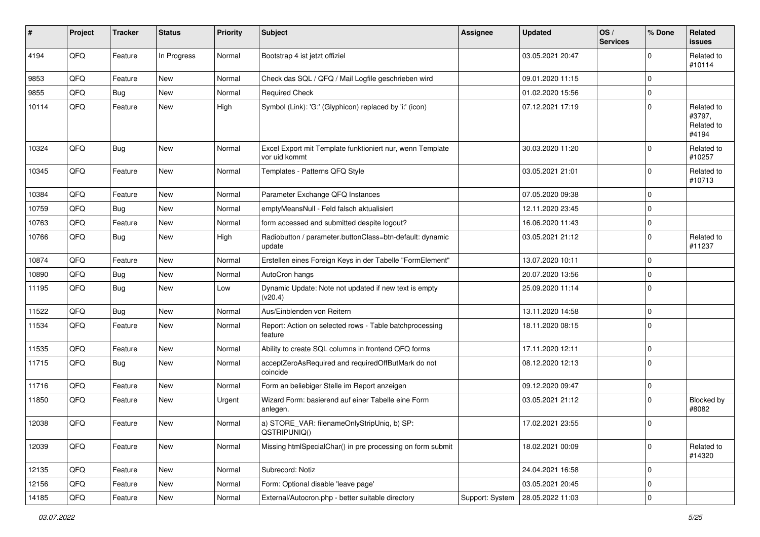| # | Project | Tracker | Status | Priority | Subject | Assignee | Updated | OS / Services | % Done | Related issues |
|---|---|---|---|---|---|---|---|---|---|---|
| 4194 | QFQ | Feature | In Progress | Normal | Bootstrap 4 ist jetzt offiziel | | 03.05.2021 20:47 | | 0 | Related to #10114 |
| 9853 | QFQ | Feature | New | Normal | Check das SQL / QFQ / Mail Logfile geschrieben wird | | 09.01.2020 11:15 | | 0 | |
| 9855 | QFQ | Bug | New | Normal | Required Check | | 01.02.2020 15:56 | | 0 | |
| 10114 | QFQ | Feature | New | High | Symbol (Link): 'G:' (Glyphicon) replaced by 'i:' (icon) | | 07.12.2021 17:19 | | 0 | Related to #3797, Related to #4194 |
| 10324 | QFQ | Bug | New | Normal | Excel Export mit Template funktioniert nur, wenn Template vor uid kommt | | 30.03.2020 11:20 | | 0 | Related to #10257 |
| 10345 | QFQ | Feature | New | Normal | Templates - Patterns QFQ Style | | 03.05.2021 21:01 | | 0 | Related to #10713 |
| 10384 | QFQ | Feature | New | Normal | Parameter Exchange QFQ Instances | | 07.05.2020 09:38 | | 0 | |
| 10759 | QFQ | Bug | New | Normal | emptyMeansNull - Feld falsch aktualisiert | | 12.11.2020 23:45 | | 0 | |
| 10763 | QFQ | Feature | New | Normal | form accessed and submitted despite logout? | | 16.06.2020 11:43 | | 0 | |
| 10766 | QFQ | Bug | New | High | Radiobutton / parameter.buttonClass=btn-default: dynamic update | | 03.05.2021 21:12 | | 0 | Related to #11237 |
| 10874 | QFQ | Feature | New | Normal | Erstellen eines Foreign Keys in der Tabelle "FormElement" | | 13.07.2020 10:11 | | 0 | |
| 10890 | QFQ | Bug | New | Normal | AutoCron hangs | | 20.07.2020 13:56 | | 0 | |
| 11195 | QFQ | Bug | New | Low | Dynamic Update: Note not updated if new text is empty (v20.4) | | 25.09.2020 11:14 | | 0 | |
| 11522 | QFQ | Bug | New | Normal | Aus/Einblenden von Reitern | | 13.11.2020 14:58 | | 0 | |
| 11534 | QFQ | Feature | New | Normal | Report: Action on selected rows - Table batchprocessing feature | | 18.11.2020 08:15 | | 0 | |
| 11535 | QFQ | Feature | New | Normal | Ability to create SQL columns in frontend QFQ forms | | 17.11.2020 12:11 | | 0 | |
| 11715 | QFQ | Bug | New | Normal | acceptZeroAsRequired and requiredOffButMark do not coincide | | 08.12.2020 12:13 | | 0 | |
| 11716 | QFQ | Feature | New | Normal | Form an beliebiger Stelle im Report anzeigen | | 09.12.2020 09:47 | | 0 | |
| 11850 | QFQ | Feature | New | Urgent | Wizard Form: basierend auf einer Tabelle eine Form anlegen. | | 03.05.2021 21:12 | | 0 | Blocked by #8082 |
| 12038 | QFQ | Feature | New | Normal | a) STORE_VAR: filenameOnlyStripUniq, b) SP: QSTRIPUNIQ() | | 17.02.2021 23:55 | | 0 | |
| 12039 | QFQ | Feature | New | Normal | Missing htmlSpecialChar() in pre processing on form submit | | 18.02.2021 00:09 | | 0 | Related to #14320 |
| 12135 | QFQ | Feature | New | Normal | Subrecord: Notiz | | 24.04.2021 16:58 | | 0 | |
| 12156 | QFQ | Feature | New | Normal | Form: Optional disable 'leave page' | | 03.05.2021 20:45 | | 0 | |
| 14185 | QFQ | Feature | New | Normal | External/Autocron.php - better suitable directory | Support: System | 28.05.2022 11:03 | | 0 | |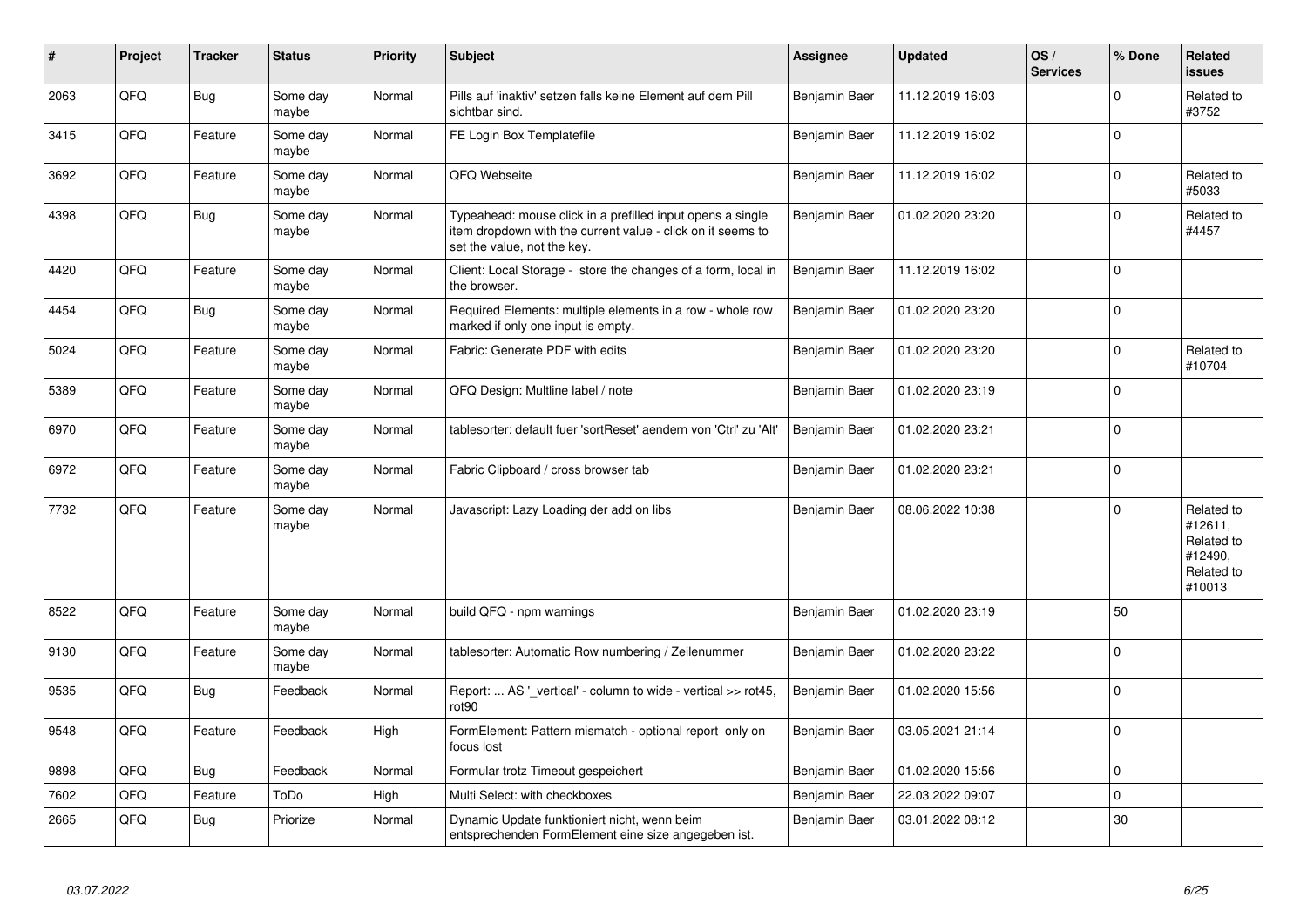| # | Project | Tracker | Status | Priority | Subject | Assignee | Updated | OS / Services | % Done | Related issues |
|---|---|---|---|---|---|---|---|---|---|---|
| 2063 | QFQ | Bug | Some day maybe | Normal | Pills auf 'inaktiv' setzen falls keine Element auf dem Pill sichtbar sind. | Benjamin Baer | 11.12.2019 16:03 | | 0 | Related to #3752 |
| 3415 | QFQ | Feature | Some day maybe | Normal | FE Login Box Templatefile | Benjamin Baer | 11.12.2019 16:02 | | 0 | |
| 3692 | QFQ | Feature | Some day maybe | Normal | QFQ Webseite | Benjamin Baer | 11.12.2019 16:02 | | 0 | Related to #5033 |
| 4398 | QFQ | Bug | Some day maybe | Normal | Typeahead: mouse click in a prefilled input opens a single item dropdown with the current value - click on it seems to set the value, not the key. | Benjamin Baer | 01.02.2020 23:20 | | 0 | Related to #4457 |
| 4420 | QFQ | Feature | Some day maybe | Normal | Client: Local Storage - store the changes of a form, local in the browser. | Benjamin Baer | 11.12.2019 16:02 | | 0 | |
| 4454 | QFQ | Bug | Some day maybe | Normal | Required Elements: multiple elements in a row - whole row marked if only one input is empty. | Benjamin Baer | 01.02.2020 23:20 | | 0 | |
| 5024 | QFQ | Feature | Some day maybe | Normal | Fabric: Generate PDF with edits | Benjamin Baer | 01.02.2020 23:20 | | 0 | Related to #10704 |
| 5389 | QFQ | Feature | Some day maybe | Normal | QFQ Design: Multline label / note | Benjamin Baer | 01.02.2020 23:19 | | 0 | |
| 6970 | QFQ | Feature | Some day maybe | Normal | tablesorter: default fuer 'sortReset' aendern von 'Ctrl' zu 'Alt' | Benjamin Baer | 01.02.2020 23:21 | | 0 | |
| 6972 | QFQ | Feature | Some day maybe | Normal | Fabric Clipboard / cross browser tab | Benjamin Baer | 01.02.2020 23:21 | | 0 | |
| 7732 | QFQ | Feature | Some day maybe | Normal | Javascript: Lazy Loading der add on libs | Benjamin Baer | 08.06.2022 10:38 | | 0 | Related to #12611, Related to #12490, Related to #10013 |
| 8522 | QFQ | Feature | Some day maybe | Normal | build QFQ - npm warnings | Benjamin Baer | 01.02.2020 23:19 | | 50 | |
| 9130 | QFQ | Feature | Some day maybe | Normal | tablesorter: Automatic Row numbering / Zeilenummer | Benjamin Baer | 01.02.2020 23:22 | | 0 | |
| 9535 | QFQ | Bug | Feedback | Normal | Report: ... AS '_vertical' - column to wide - vertical >> rot45, rot90 | Benjamin Baer | 01.02.2020 15:56 | | 0 | |
| 9548 | QFQ | Feature | Feedback | High | FormElement: Pattern mismatch - optional report only on focus lost | Benjamin Baer | 03.05.2021 21:14 | | 0 | |
| 9898 | QFQ | Bug | Feedback | Normal | Formular trotz Timeout gespeichert | Benjamin Baer | 01.02.2020 15:56 | | 0 | |
| 7602 | QFQ | Feature | ToDo | High | Multi Select: with checkboxes | Benjamin Baer | 22.03.2022 09:07 | | 0 | |
| 2665 | QFQ | Bug | Priorize | Normal | Dynamic Update funktioniert nicht, wenn beim entsprechenden FormElement eine size angegeben ist. | Benjamin Baer | 03.01.2022 08:12 | | 30 | |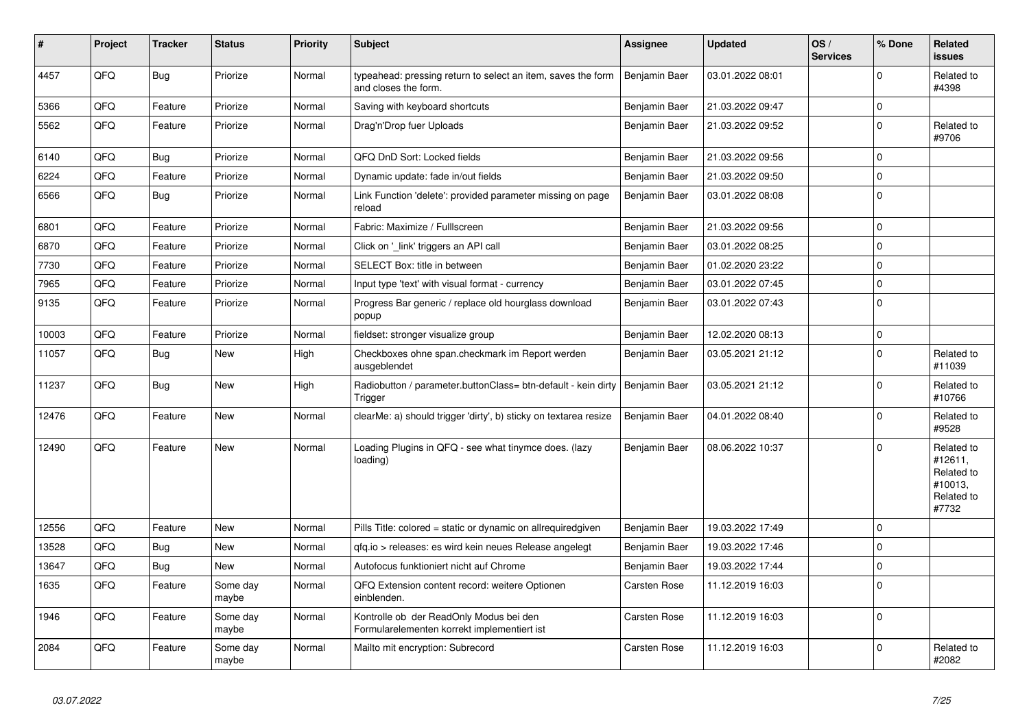| # | Project | Tracker | Status | Priority | Subject | Assignee | Updated | OS / Services | % Done | Related issues |
|---|---|---|---|---|---|---|---|---|---|---|
| 4457 | QFQ | Bug | Priorize | Normal | typeahead: pressing return to select an item, saves the form and closes the form. | Benjamin Baer | 03.01.2022 08:01 | | 0 | Related to #4398 |
| 5366 | QFQ | Feature | Priorize | Normal | Saving with keyboard shortcuts | Benjamin Baer | 21.03.2022 09:47 | | 0 | |
| 5562 | QFQ | Feature | Priorize | Normal | Drag'n'Drop fuer Uploads | Benjamin Baer | 21.03.2022 09:52 | | 0 | Related to #9706 |
| 6140 | QFQ | Bug | Priorize | Normal | QFQ DnD Sort: Locked fields | Benjamin Baer | 21.03.2022 09:56 | | 0 | |
| 6224 | QFQ | Feature | Priorize | Normal | Dynamic update: fade in/out fields | Benjamin Baer | 21.03.2022 09:50 | | 0 | |
| 6566 | QFQ | Bug | Priorize | Normal | Link Function 'delete': provided parameter missing on page reload | Benjamin Baer | 03.01.2022 08:08 | | 0 | |
| 6801 | QFQ | Feature | Priorize | Normal | Fabric: Maximize / Fulllscreen | Benjamin Baer | 21.03.2022 09:56 | | 0 | |
| 6870 | QFQ | Feature | Priorize | Normal | Click on '_link' triggers an API call | Benjamin Baer | 03.01.2022 08:25 | | 0 | |
| 7730 | QFQ | Feature | Priorize | Normal | SELECT Box: title in between | Benjamin Baer | 01.02.2020 23:22 | | 0 | |
| 7965 | QFQ | Feature | Priorize | Normal | Input type 'text' with visual format - currency | Benjamin Baer | 03.01.2022 07:45 | | 0 | |
| 9135 | QFQ | Feature | Priorize | Normal | Progress Bar generic / replace old hourglass download popup | Benjamin Baer | 03.01.2022 07:43 | | 0 | |
| 10003 | QFQ | Feature | Priorize | Normal | fieldset: stronger visualize group | Benjamin Baer | 12.02.2020 08:13 | | 0 | |
| 11057 | QFQ | Bug | New | High | Checkboxes ohne span.checkmark im Report werden ausgeblendet | Benjamin Baer | 03.05.2021 21:12 | | 0 | Related to #11039 |
| 11237 | QFQ | Bug | New | High | Radiobutton / parameter.buttonClass= btn-default - kein dirty Trigger | Benjamin Baer | 03.05.2021 21:12 | | 0 | Related to #10766 |
| 12476 | QFQ | Feature | New | Normal | clearMe: a) should trigger 'dirty', b) sticky on textarea resize | Benjamin Baer | 04.01.2022 08:40 | | 0 | Related to #9528 |
| 12490 | QFQ | Feature | New | Normal | Loading Plugins in QFQ - see what tinymce does. (lazy loading) | Benjamin Baer | 08.06.2022 10:37 | | 0 | Related to #12611, Related to #10013, Related to #7732 |
| 12556 | QFQ | Feature | New | Normal | Pills Title: colored = static or dynamic on allrequiredgiven | Benjamin Baer | 19.03.2022 17:49 | | 0 | |
| 13528 | QFQ | Bug | New | Normal | qfq.io > releases: es wird kein neues Release angelegt | Benjamin Baer | 19.03.2022 17:46 | | 0 | |
| 13647 | QFQ | Bug | New | Normal | Autofocus funktioniert nicht auf Chrome | Benjamin Baer | 19.03.2022 17:44 | | 0 | |
| 1635 | QFQ | Feature | Some day maybe | Normal | QFQ Extension content record: weitere Optionen einblenden. | Carsten Rose | 11.12.2019 16:03 | | 0 | |
| 1946 | QFQ | Feature | Some day maybe | Normal | Kontrolle ob der ReadOnly Modus bei den Formularelementen korrekt implementiert ist | Carsten Rose | 11.12.2019 16:03 | | 0 | |
| 2084 | QFQ | Feature | Some day maybe | Normal | Mailto mit encryption: Subrecord | Carsten Rose | 11.12.2019 16:03 | | 0 | Related to #2082 |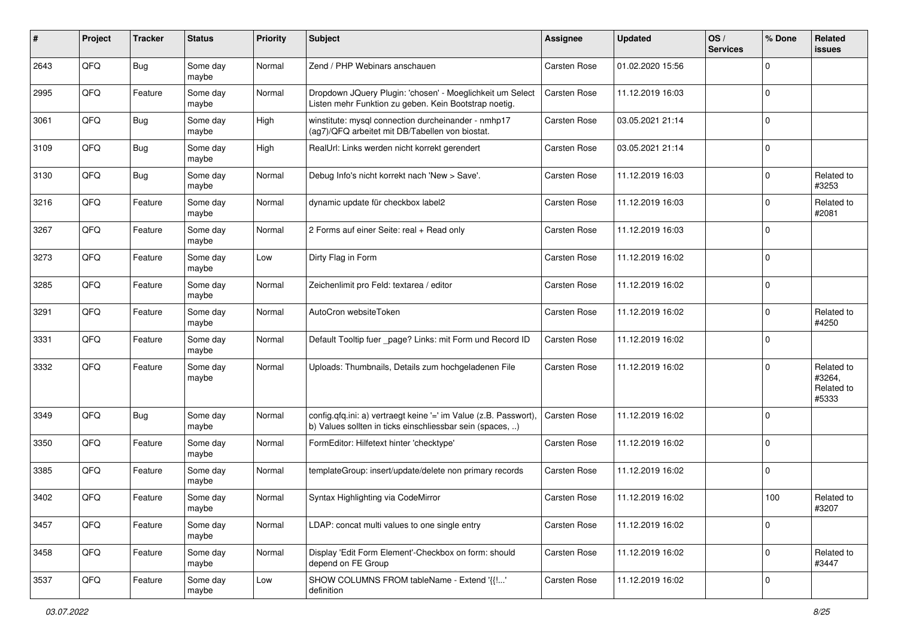| # | Project | Tracker | Status | Priority | Subject | Assignee | Updated | OS / Services | % Done | Related issues |
|---|---|---|---|---|---|---|---|---|---|---|
| 2643 | QFQ | Bug | Some day maybe | Normal | Zend / PHP Webinars anschauen | Carsten Rose | 01.02.2020 15:56 | | 0 | |
| 2995 | QFQ | Feature | Some day maybe | Normal | Dropdown JQuery Plugin: 'chosen' - Moeglichkeit um Select Listen mehr Funktion zu geben. Kein Bootstrap noetig. | Carsten Rose | 11.12.2019 16:03 | | 0 | |
| 3061 | QFQ | Bug | Some day maybe | High | winstitute: mysql connection durcheinander - nmhp17 (ag7)/QFQ arbeitet mit DB/Tabellen von biostat. | Carsten Rose | 03.05.2021 21:14 | | 0 | |
| 3109 | QFQ | Bug | Some day maybe | High | RealUrl: Links werden nicht korrekt gerendert | Carsten Rose | 03.05.2021 21:14 | | 0 | |
| 3130 | QFQ | Bug | Some day maybe | Normal | Debug Info's nicht korrekt nach 'New > Save'. | Carsten Rose | 11.12.2019 16:03 | | 0 | Related to #3253 |
| 3216 | QFQ | Feature | Some day maybe | Normal | dynamic update für checkbox label2 | Carsten Rose | 11.12.2019 16:03 | | 0 | Related to #2081 |
| 3267 | QFQ | Feature | Some day maybe | Normal | 2 Forms auf einer Seite: real + Read only | Carsten Rose | 11.12.2019 16:03 | | 0 | |
| 3273 | QFQ | Feature | Some day maybe | Low | Dirty Flag in Form | Carsten Rose | 11.12.2019 16:02 | | 0 | |
| 3285 | QFQ | Feature | Some day maybe | Normal | Zeichenlimit pro Feld: textarea / editor | Carsten Rose | 11.12.2019 16:02 | | 0 | |
| 3291 | QFQ | Feature | Some day maybe | Normal | AutoCron websiteToken | Carsten Rose | 11.12.2019 16:02 | | 0 | Related to #4250 |
| 3331 | QFQ | Feature | Some day maybe | Normal | Default Tooltip fuer _page? Links: mit Form und Record ID | Carsten Rose | 11.12.2019 16:02 | | 0 | |
| 3332 | QFQ | Feature | Some day maybe | Normal | Uploads: Thumbnails, Details zum hochgeladenen File | Carsten Rose | 11.12.2019 16:02 | | 0 | Related to #3264, Related to #5333 |
| 3349 | QFQ | Bug | Some day maybe | Normal | config.qfq.ini: a) vertraegt keine '=' im Value (z.B. Passwort), b) Values sollten in ticks einschliessbar sein (spaces, ..) | Carsten Rose | 11.12.2019 16:02 | | 0 | |
| 3350 | QFQ | Feature | Some day maybe | Normal | FormEditor: Hilfetext hinter 'checktype' | Carsten Rose | 11.12.2019 16:02 | | 0 | |
| 3385 | QFQ | Feature | Some day maybe | Normal | templateGroup: insert/update/delete non primary records | Carsten Rose | 11.12.2019 16:02 | | 0 | |
| 3402 | QFQ | Feature | Some day maybe | Normal | Syntax Highlighting via CodeMirror | Carsten Rose | 11.12.2019 16:02 | | 100 | Related to #3207 |
| 3457 | QFQ | Feature | Some day maybe | Normal | LDAP: concat multi values to one single entry | Carsten Rose | 11.12.2019 16:02 | | 0 | |
| 3458 | QFQ | Feature | Some day maybe | Normal | Display 'Edit Form Element'-Checkbox on form: should depend on FE Group | Carsten Rose | 11.12.2019 16:02 | | 0 | Related to #3447 |
| 3537 | QFQ | Feature | Some day maybe | Low | SHOW COLUMNS FROM tableName - Extend '{{!...' definition | Carsten Rose | 11.12.2019 16:02 | | 0 | |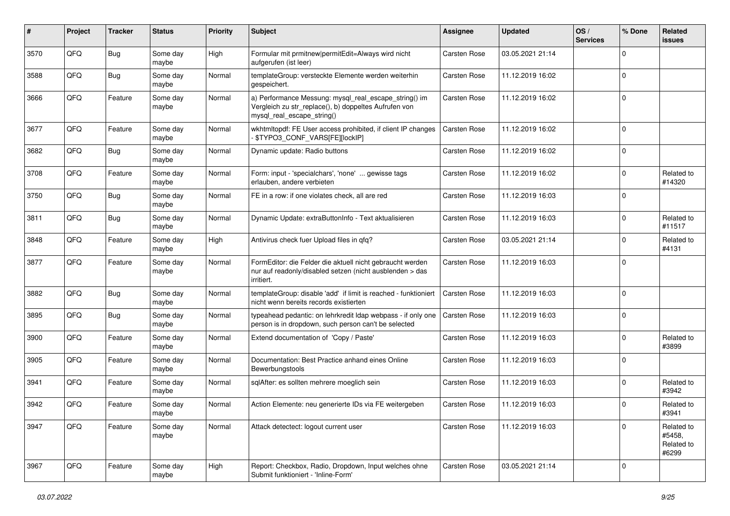| # | Project | Tracker | Status | Priority | Subject | Assignee | Updated | OS / Services | % Done | Related issues |
|---|---|---|---|---|---|---|---|---|---|---|
| 3570 | QFQ | Bug | Some day maybe | High | Formular mit prmitnew|permitEdit=Always wird nicht aufgerufen (ist leer) | Carsten Rose | 03.05.2021 21:14 | | 0 | |
| 3588 | QFQ | Bug | Some day maybe | Normal | templateGroup: versteckte Elemente werden weiterhin gespeichert. | Carsten Rose | 11.12.2019 16:02 | | 0 | |
| 3666 | QFQ | Feature | Some day maybe | Normal | a) Performance Messung: mysql_real_escape_string() im Vergleich zu str_replace(), b) doppeltes Aufrufen von mysql_real_escape_string() | Carsten Rose | 11.12.2019 16:02 | | 0 | |
| 3677 | QFQ | Feature | Some day maybe | Normal | wkhtmltopdf: FE User access prohibited, if client IP changes - $TYPO3_CONF_VARS[FE][lockIP] | Carsten Rose | 11.12.2019 16:02 | | 0 | |
| 3682 | QFQ | Bug | Some day maybe | Normal | Dynamic update: Radio buttons | Carsten Rose | 11.12.2019 16:02 | | 0 | |
| 3708 | QFQ | Feature | Some day maybe | Normal | Form: input - 'specialchars', 'none' ... gewisse tags erlauben, andere verbieten | Carsten Rose | 11.12.2019 16:02 | | 0 | Related to #14320 |
| 3750 | QFQ | Bug | Some day maybe | Normal | FE in a row: if one violates check, all are red | Carsten Rose | 11.12.2019 16:03 | | 0 | |
| 3811 | QFQ | Bug | Some day maybe | Normal | Dynamic Update: extraButtonInfo - Text aktualisieren | Carsten Rose | 11.12.2019 16:03 | | 0 | Related to #11517 |
| 3848 | QFQ | Feature | Some day maybe | High | Antivirus check fuer Upload files in qfq? | Carsten Rose | 03.05.2021 21:14 | | 0 | Related to #4131 |
| 3877 | QFQ | Feature | Some day maybe | Normal | FormEditor: die Felder die aktuell nicht gebraucht werden nur auf readonly/disabled setzen (nicht ausblenden > das irritiert. | Carsten Rose | 11.12.2019 16:03 | | 0 | |
| 3882 | QFQ | Bug | Some day maybe | Normal | templateGroup: disable 'add' if limit is reached - funktioniert nicht wenn bereits records existierten | Carsten Rose | 11.12.2019 16:03 | | 0 | |
| 3895 | QFQ | Bug | Some day maybe | Normal | typeahead pedantic: on lehrkredit ldap webpass - if only one person is in dropdown, such person can't be selected | Carsten Rose | 11.12.2019 16:03 | | 0 | |
| 3900 | QFQ | Feature | Some day maybe | Normal | Extend documentation of 'Copy / Paste' | Carsten Rose | 11.12.2019 16:03 | | 0 | Related to #3899 |
| 3905 | QFQ | Feature | Some day maybe | Normal | Documentation: Best Practice anhand eines Online Bewerbungstools | Carsten Rose | 11.12.2019 16:03 | | 0 | |
| 3941 | QFQ | Feature | Some day maybe | Normal | sqlAfter: es sollten mehrere moeglich sein | Carsten Rose | 11.12.2019 16:03 | | 0 | Related to #3942 |
| 3942 | QFQ | Feature | Some day maybe | Normal | Action Elemente: neu generierte IDs via FE weitergeben | Carsten Rose | 11.12.2019 16:03 | | 0 | Related to #3941 |
| 3947 | QFQ | Feature | Some day maybe | Normal | Attack detectect: logout current user | Carsten Rose | 11.12.2019 16:03 | | 0 | Related to #5458, Related to #6299 |
| 3967 | QFQ | Feature | Some day maybe | High | Report: Checkbox, Radio, Dropdown, Input welches ohne Submit funktioniert - 'Inline-Form' | Carsten Rose | 03.05.2021 21:14 | | 0 | |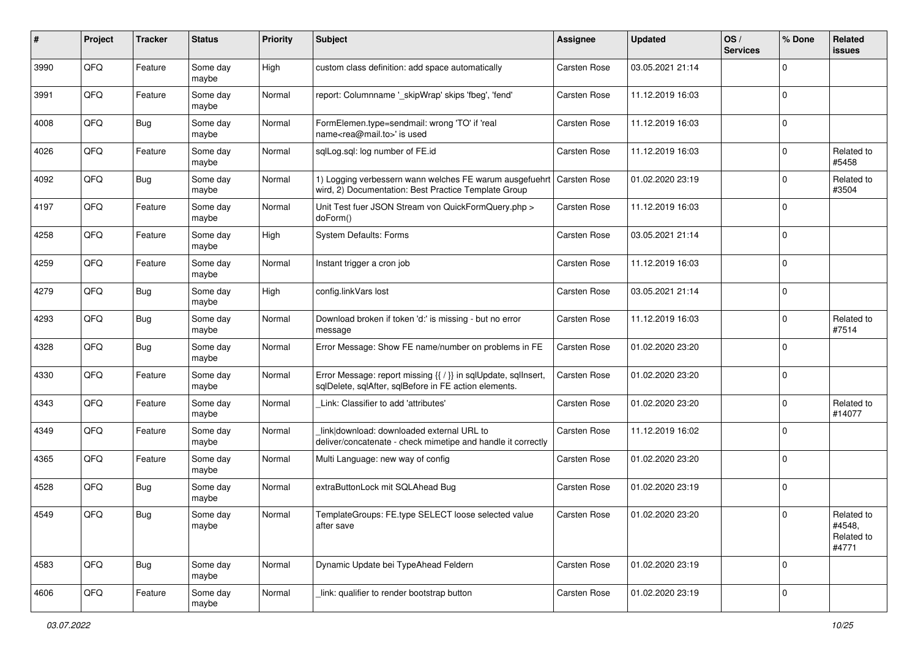| # | Project | Tracker | Status | Priority | Subject | Assignee | Updated | OS / Services | % Done | Related issues |
|---|---|---|---|---|---|---|---|---|---|---|
| 3990 | QFQ | Feature | Some day maybe | High | custom class definition: add space automatically | Carsten Rose | 03.05.2021 21:14 | | 0 | |
| 3991 | QFQ | Feature | Some day maybe | Normal | report: Columnname '_skipWrap' skips 'fbeg', 'fend' | Carsten Rose | 11.12.2019 16:03 | | 0 | |
| 4008 | QFQ | Bug | Some day maybe | Normal | FormElemen.type=sendmail: wrong 'TO' if 'real name<rea@mail.to>' is used | Carsten Rose | 11.12.2019 16:03 | | 0 | |
| 4026 | QFQ | Feature | Some day maybe | Normal | sqlLog.sql: log number of FE.id | Carsten Rose | 11.12.2019 16:03 | | 0 | Related to #5458 |
| 4092 | QFQ | Bug | Some day maybe | Normal | 1) Logging verbessern wann welches FE warum ausgefuehrt wird, 2) Documentation: Best Practice Template Group | Carsten Rose | 01.02.2020 23:19 | | 0 | Related to #3504 |
| 4197 | QFQ | Feature | Some day maybe | Normal | Unit Test fuer JSON Stream von QuickFormQuery.php > doForm() | Carsten Rose | 11.12.2019 16:03 | | 0 | |
| 4258 | QFQ | Feature | Some day maybe | High | System Defaults: Forms | Carsten Rose | 03.05.2021 21:14 | | 0 | |
| 4259 | QFQ | Feature | Some day maybe | Normal | Instant trigger a cron job | Carsten Rose | 11.12.2019 16:03 | | 0 | |
| 4279 | QFQ | Bug | Some day maybe | High | config.linkVars lost | Carsten Rose | 03.05.2021 21:14 | | 0 | |
| 4293 | QFQ | Bug | Some day maybe | Normal | Download broken if token 'd:' is missing - but no error message | Carsten Rose | 11.12.2019 16:03 | | 0 | Related to #7514 |
| 4328 | QFQ | Bug | Some day maybe | Normal | Error Message: Show FE name/number on problems in FE | Carsten Rose | 01.02.2020 23:20 | | 0 | |
| 4330 | QFQ | Feature | Some day maybe | Normal | Error Message: report missing {{ / }} in sqlUpdate, sqlInsert, sqlDelete, sqlAfter, sqlBefore in FE action elements. | Carsten Rose | 01.02.2020 23:20 | | 0 | |
| 4343 | QFQ | Feature | Some day maybe | Normal | _Link: Classifier to add 'attributes' | Carsten Rose | 01.02.2020 23:20 | | 0 | Related to #14077 |
| 4349 | QFQ | Feature | Some day maybe | Normal | _link\|download: downloaded external URL to deliver/concatenate - check mimetipe and handle it correctly | Carsten Rose | 11.12.2019 16:02 | | 0 | |
| 4365 | QFQ | Feature | Some day maybe | Normal | Multi Language: new way of config | Carsten Rose | 01.02.2020 23:20 | | 0 | |
| 4528 | QFQ | Bug | Some day maybe | Normal | extraButtonLock mit SQLAhead Bug | Carsten Rose | 01.02.2020 23:19 | | 0 | |
| 4549 | QFQ | Bug | Some day maybe | Normal | TemplateGroups: FE.type SELECT loose selected value after save | Carsten Rose | 01.02.2020 23:20 | | 0 | Related to #4548, Related to #4771 |
| 4583 | QFQ | Bug | Some day maybe | Normal | Dynamic Update bei TypeAhead Feldern | Carsten Rose | 01.02.2020 23:19 | | 0 | |
| 4606 | QFQ | Feature | Some day maybe | Normal | _link: qualifier to render bootstrap button | Carsten Rose | 01.02.2020 23:19 | | 0 | |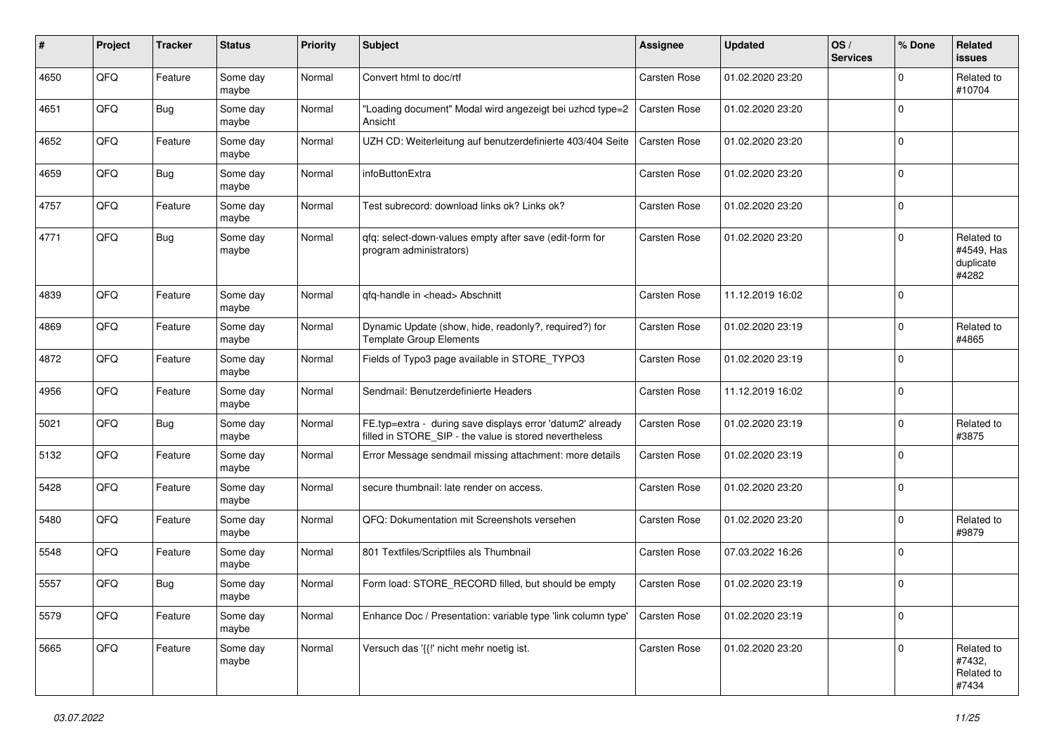| # | Project | Tracker | Status | Priority | Subject | Assignee | Updated | OS / Services | % Done | Related issues |
|---|---|---|---|---|---|---|---|---|---|---|
| 4650 | QFQ | Feature | Some day maybe | Normal | Convert html to doc/rtf | Carsten Rose | 01.02.2020 23:20 | | 0 | Related to #10704 |
| 4651 | QFQ | Bug | Some day maybe | Normal | "Loading document" Modal wird angezeigt bei uzhcd type=2 Ansicht | Carsten Rose | 01.02.2020 23:20 | | 0 | |
| 4652 | QFQ | Feature | Some day maybe | Normal | UZH CD: Weiterleitung auf benutzerdefinierte 403/404 Seite | Carsten Rose | 01.02.2020 23:20 | | 0 | |
| 4659 | QFQ | Bug | Some day maybe | Normal | infoButtonExtra | Carsten Rose | 01.02.2020 23:20 | | 0 | |
| 4757 | QFQ | Feature | Some day maybe | Normal | Test subrecord: download links ok? Links ok? | Carsten Rose | 01.02.2020 23:20 | | 0 | |
| 4771 | QFQ | Bug | Some day maybe | Normal | qfq: select-down-values empty after save (edit-form for program administrators) | Carsten Rose | 01.02.2020 23:20 | | 0 | Related to #4549, Has duplicate #4282 |
| 4839 | QFQ | Feature | Some day maybe | Normal | qfq-handle in <head> Abschnitt | Carsten Rose | 11.12.2019 16:02 | | 0 | |
| 4869 | QFQ | Feature | Some day maybe | Normal | Dynamic Update (show, hide, readonly?, required?) for Template Group Elements | Carsten Rose | 01.02.2020 23:19 | | 0 | Related to #4865 |
| 4872 | QFQ | Feature | Some day maybe | Normal | Fields of Typo3 page available in STORE_TYPO3 | Carsten Rose | 01.02.2020 23:19 | | 0 | |
| 4956 | QFQ | Feature | Some day maybe | Normal | Sendmail: Benutzerdefinierte Headers | Carsten Rose | 11.12.2019 16:02 | | 0 | |
| 5021 | QFQ | Bug | Some day maybe | Normal | FE.typ=extra - during save displays error 'datum2' already filled in STORE_SIP - the value is stored nevertheless | Carsten Rose | 01.02.2020 23:19 | | 0 | Related to #3875 |
| 5132 | QFQ | Feature | Some day maybe | Normal | Error Message sendmail missing attachment: more details | Carsten Rose | 01.02.2020 23:19 | | 0 | |
| 5428 | QFQ | Feature | Some day maybe | Normal | secure thumbnail: late render on access. | Carsten Rose | 01.02.2020 23:20 | | 0 | |
| 5480 | QFQ | Feature | Some day maybe | Normal | QFQ: Dokumentation mit Screenshots versehen | Carsten Rose | 01.02.2020 23:20 | | 0 | Related to #9879 |
| 5548 | QFQ | Feature | Some day maybe | Normal | 801 Textfiles/Scriptfiles als Thumbnail | Carsten Rose | 07.03.2022 16:26 | | 0 | |
| 5557 | QFQ | Bug | Some day maybe | Normal | Form load: STORE_RECORD filled, but should be empty | Carsten Rose | 01.02.2020 23:19 | | 0 | |
| 5579 | QFQ | Feature | Some day maybe | Normal | Enhance Doc / Presentation: variable type 'link column type' | Carsten Rose | 01.02.2020 23:19 | | 0 | |
| 5665 | QFQ | Feature | Some day maybe | Normal | Versuch das '{{!' nicht mehr noetig ist. | Carsten Rose | 01.02.2020 23:20 | | 0 | Related to #7432, Related to #7434 |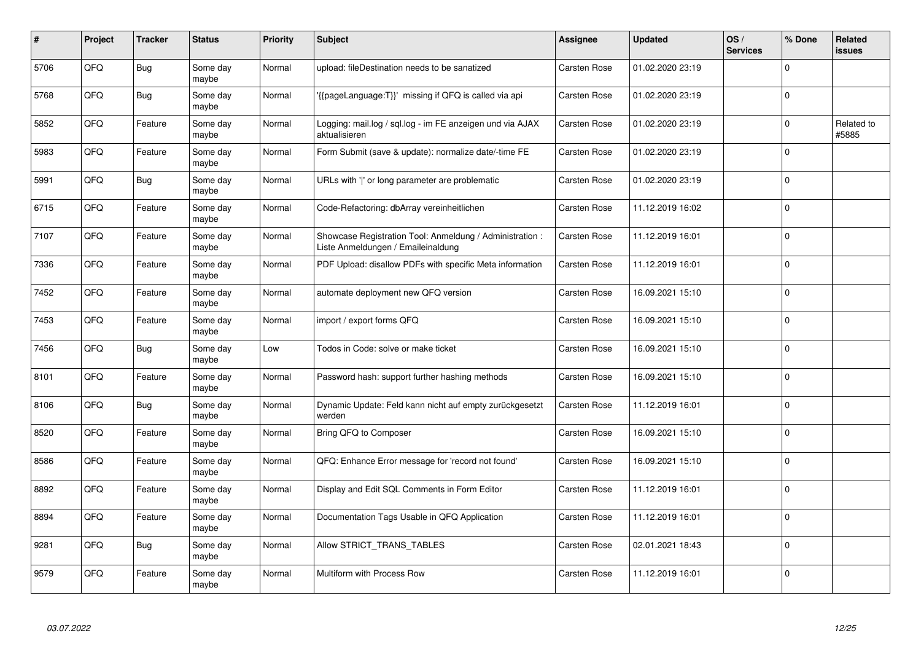| # | Project | Tracker | Status | Priority | Subject | Assignee | Updated | OS / Services | % Done | Related issues |
|---|---|---|---|---|---|---|---|---|---|---|
| 5706 | QFQ | Bug | Some day maybe | Normal | upload: fileDestination needs to be sanatized | Carsten Rose | 01.02.2020 23:19 | | 0 | |
| 5768 | QFQ | Bug | Some day maybe | Normal | '{{pageLanguage:T}}' missing if QFQ is called via api | Carsten Rose | 01.02.2020 23:19 | | 0 | |
| 5852 | QFQ | Feature | Some day maybe | Normal | Logging: mail.log / sql.log - im FE anzeigen und via AJAX aktualisieren | Carsten Rose | 01.02.2020 23:19 | | 0 | Related to #5885 |
| 5983 | QFQ | Feature | Some day maybe | Normal | Form Submit (save & update): normalize date/-time FE | Carsten Rose | 01.02.2020 23:19 | | 0 | |
| 5991 | QFQ | Bug | Some day maybe | Normal | URLs with '\|' or long parameter are problematic | Carsten Rose | 01.02.2020 23:19 | | 0 | |
| 6715 | QFQ | Feature | Some day maybe | Normal | Code-Refactoring: dbArray vereinheitlichen | Carsten Rose | 11.12.2019 16:02 | | 0 | |
| 7107 | QFQ | Feature | Some day maybe | Normal | Showcase Registration Tool: Anmeldung / Administration : Liste Anmeldungen / Emaileinaldung | Carsten Rose | 11.12.2019 16:01 | | 0 | |
| 7336 | QFQ | Feature | Some day maybe | Normal | PDF Upload: disallow PDFs with specific Meta information | Carsten Rose | 11.12.2019 16:01 | | 0 | |
| 7452 | QFQ | Feature | Some day maybe | Normal | automate deployment new QFQ version | Carsten Rose | 16.09.2021 15:10 | | 0 | |
| 7453 | QFQ | Feature | Some day maybe | Normal | import / export forms QFQ | Carsten Rose | 16.09.2021 15:10 | | 0 | |
| 7456 | QFQ | Bug | Some day maybe | Low | Todos in Code: solve or make ticket | Carsten Rose | 16.09.2021 15:10 | | 0 | |
| 8101 | QFQ | Feature | Some day maybe | Normal | Password hash: support further hashing methods | Carsten Rose | 16.09.2021 15:10 | | 0 | |
| 8106 | QFQ | Bug | Some day maybe | Normal | Dynamic Update: Feld kann nicht auf empty zurückgesetzt werden | Carsten Rose | 11.12.2019 16:01 | | 0 | |
| 8520 | QFQ | Feature | Some day maybe | Normal | Bring QFQ to Composer | Carsten Rose | 16.09.2021 15:10 | | 0 | |
| 8586 | QFQ | Feature | Some day maybe | Normal | QFQ: Enhance Error message for 'record not found' | Carsten Rose | 16.09.2021 15:10 | | 0 | |
| 8892 | QFQ | Feature | Some day maybe | Normal | Display and Edit SQL Comments in Form Editor | Carsten Rose | 11.12.2019 16:01 | | 0 | |
| 8894 | QFQ | Feature | Some day maybe | Normal | Documentation Tags Usable in QFQ Application | Carsten Rose | 11.12.2019 16:01 | | 0 | |
| 9281 | QFQ | Bug | Some day maybe | Normal | Allow STRICT_TRANS_TABLES | Carsten Rose | 02.01.2021 18:43 | | 0 | |
| 9579 | QFQ | Feature | Some day maybe | Normal | Multiform with Process Row | Carsten Rose | 11.12.2019 16:01 | | 0 | |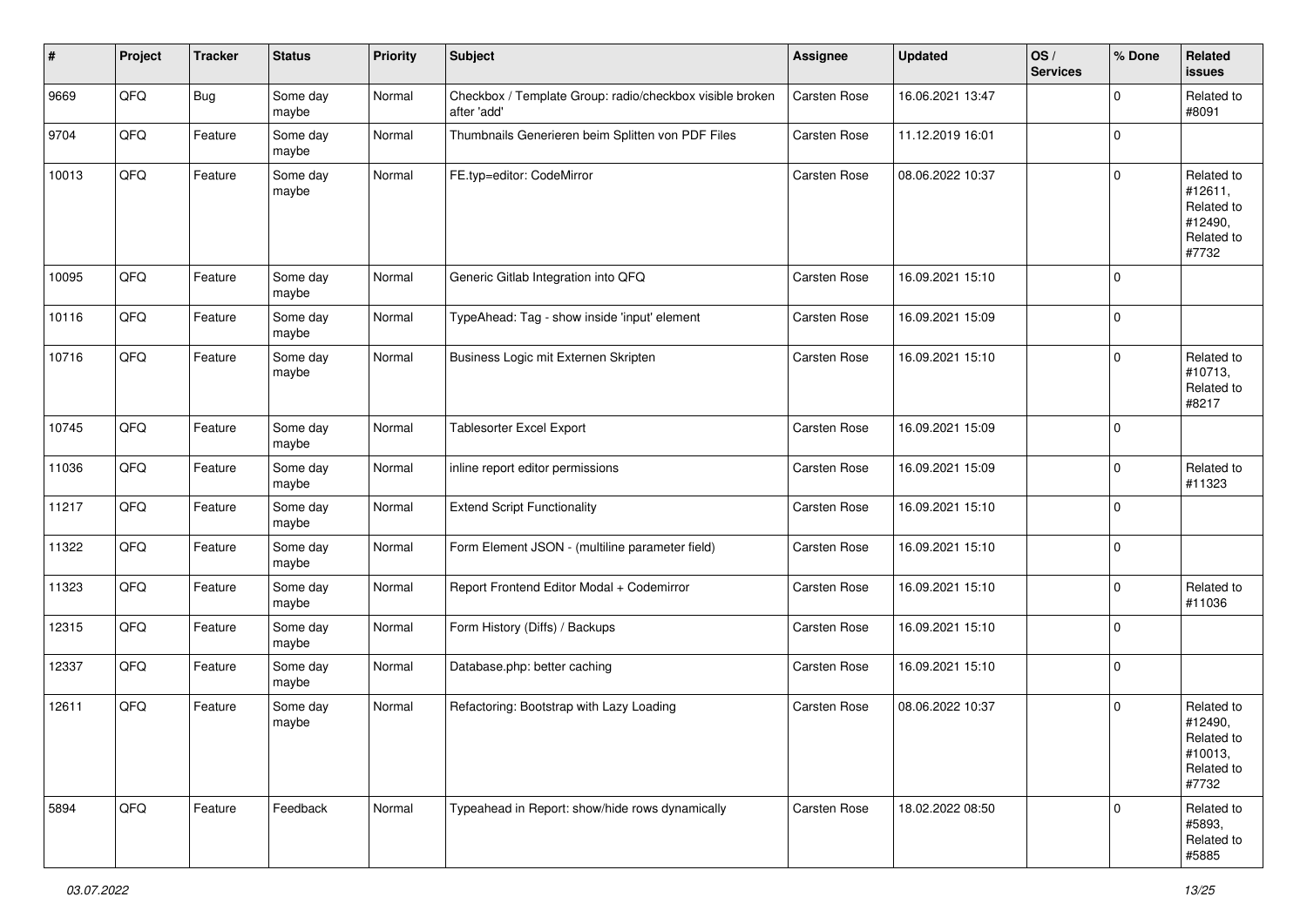| # | Project | Tracker | Status | Priority | Subject | Assignee | Updated | OS / Services | % Done | Related issues |
|---|---|---|---|---|---|---|---|---|---|---|
| 9669 | QFQ | Bug | Some day maybe | Normal | Checkbox / Template Group: radio/checkbox visible broken after 'add' | Carsten Rose | 16.06.2021 13:47 | | 0 | Related to #8091 |
| 9704 | QFQ | Feature | Some day maybe | Normal | Thumbnails Generieren beim Splitten von PDF Files | Carsten Rose | 11.12.2019 16:01 | | 0 | |
| 10013 | QFQ | Feature | Some day maybe | Normal | FE.typ=editor: CodeMirror | Carsten Rose | 08.06.2022 10:37 | | 0 | Related to #12611, Related to #12490, Related to #7732 |
| 10095 | QFQ | Feature | Some day maybe | Normal | Generic Gitlab Integration into QFQ | Carsten Rose | 16.09.2021 15:10 | | 0 | |
| 10116 | QFQ | Feature | Some day maybe | Normal | TypeAhead: Tag - show inside 'input' element | Carsten Rose | 16.09.2021 15:09 | | 0 | |
| 10716 | QFQ | Feature | Some day maybe | Normal | Business Logic mit Externen Skripten | Carsten Rose | 16.09.2021 15:10 | | 0 | Related to #10713, Related to #8217 |
| 10745 | QFQ | Feature | Some day maybe | Normal | Tablesorter Excel Export | Carsten Rose | 16.09.2021 15:09 | | 0 | |
| 11036 | QFQ | Feature | Some day maybe | Normal | inline report editor permissions | Carsten Rose | 16.09.2021 15:09 | | 0 | Related to #11323 |
| 11217 | QFQ | Feature | Some day maybe | Normal | Extend Script Functionality | Carsten Rose | 16.09.2021 15:10 | | 0 | |
| 11322 | QFQ | Feature | Some day maybe | Normal | Form Element JSON - (multiline parameter field) | Carsten Rose | 16.09.2021 15:10 | | 0 | |
| 11323 | QFQ | Feature | Some day maybe | Normal | Report Frontend Editor Modal + Codemirror | Carsten Rose | 16.09.2021 15:10 | | 0 | Related to #11036 |
| 12315 | QFQ | Feature | Some day maybe | Normal | Form History (Diffs) / Backups | Carsten Rose | 16.09.2021 15:10 | | 0 | |
| 12337 | QFQ | Feature | Some day maybe | Normal | Database.php: better caching | Carsten Rose | 16.09.2021 15:10 | | 0 | |
| 12611 | QFQ | Feature | Some day maybe | Normal | Refactoring: Bootstrap with Lazy Loading | Carsten Rose | 08.06.2022 10:37 | | 0 | Related to #12490, Related to #10013, Related to #7732 |
| 5894 | QFQ | Feature | Feedback | Normal | Typeahead in Report: show/hide rows dynamically | Carsten Rose | 18.02.2022 08:50 | | 0 | Related to #5893, Related to #5885 |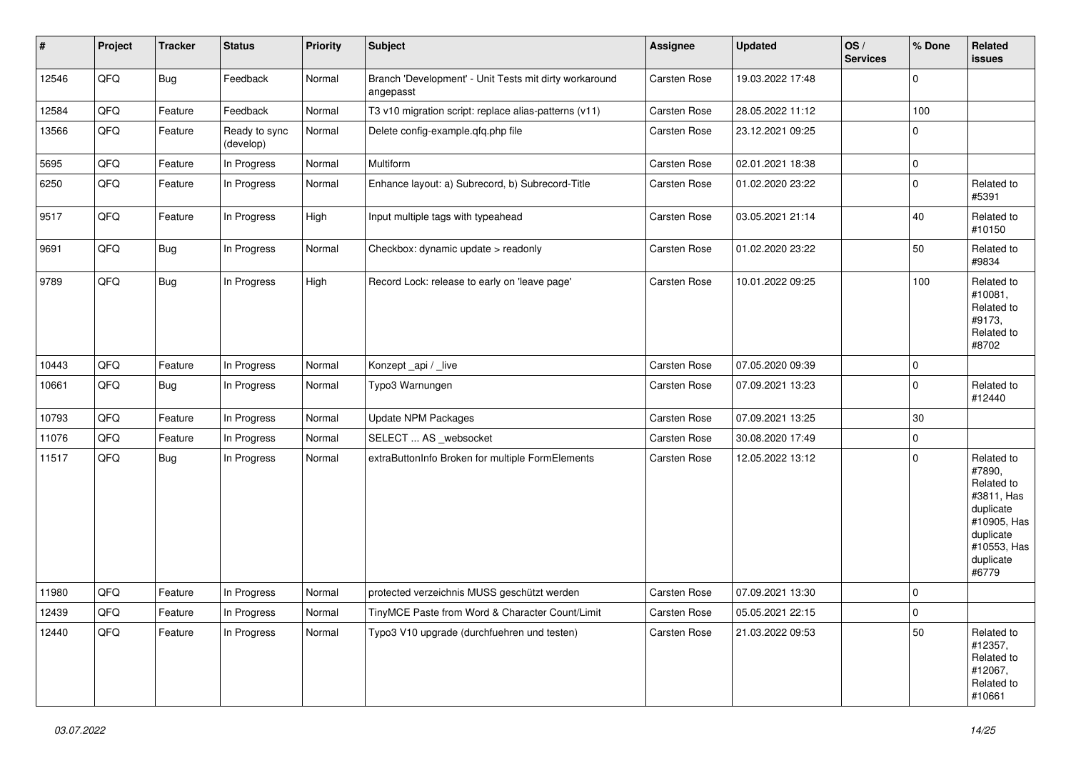| # | Project | Tracker | Status | Priority | Subject | Assignee | Updated | OS / Services | % Done | Related issues |
|---|---|---|---|---|---|---|---|---|---|---|
| 12546 | QFQ | Bug | Feedback | Normal | Branch 'Development' - Unit Tests mit dirty workaround angepasst | Carsten Rose | 19.03.2022 17:48 | | 0 | |
| 12584 | QFQ | Feature | Feedback | Normal | T3 v10 migration script: replace alias-patterns (v11) | Carsten Rose | 28.05.2022 11:12 | | 100 | |
| 13566 | QFQ | Feature | Ready to sync (develop) | Normal | Delete config-example.qfq.php file | Carsten Rose | 23.12.2021 09:25 | | 0 | |
| 5695 | QFQ | Feature | In Progress | Normal | Multiform | Carsten Rose | 02.01.2021 18:38 | | 0 | |
| 6250 | QFQ | Feature | In Progress | Normal | Enhance layout: a) Subrecord, b) Subrecord-Title | Carsten Rose | 01.02.2020 23:22 | | 0 | Related to #5391 |
| 9517 | QFQ | Feature | In Progress | High | Input multiple tags with typeahead | Carsten Rose | 03.05.2021 21:14 | | 40 | Related to #10150 |
| 9691 | QFQ | Bug | In Progress | Normal | Checkbox: dynamic update > readonly | Carsten Rose | 01.02.2020 23:22 | | 50 | Related to #9834 |
| 9789 | QFQ | Bug | In Progress | High | Record Lock: release to early on 'leave page' | Carsten Rose | 10.01.2022 09:25 | | 100 | Related to #10081, Related to #9173, Related to #8702 |
| 10443 | QFQ | Feature | In Progress | Normal | Konzept _api / _live | Carsten Rose | 07.05.2020 09:39 | | 0 | |
| 10661 | QFQ | Bug | In Progress | Normal | Typo3 Warnungen | Carsten Rose | 07.09.2021 13:23 | | 0 | Related to #12440 |
| 10793 | QFQ | Feature | In Progress | Normal | Update NPM Packages | Carsten Rose | 07.09.2021 13:25 | | 30 | |
| 11076 | QFQ | Feature | In Progress | Normal | SELECT ... AS _websocket | Carsten Rose | 30.08.2020 17:49 | | 0 | |
| 11517 | QFQ | Bug | In Progress | Normal | extraButtonInfo Broken for multiple FormElements | Carsten Rose | 12.05.2022 13:12 | | 0 | Related to #7890, Related to #3811, Has duplicate #10905, Has duplicate #10553, Has duplicate #6779 |
| 11980 | QFQ | Feature | In Progress | Normal | protected verzeichnis MUSS geschützt werden | Carsten Rose | 07.09.2021 13:30 | | 0 | |
| 12439 | QFQ | Feature | In Progress | Normal | TinyMCE Paste from Word & Character Count/Limit | Carsten Rose | 05.05.2021 22:15 | | 0 | |
| 12440 | QFQ | Feature | In Progress | Normal | Typo3 V10 upgrade (durchfuehren und testen) | Carsten Rose | 21.03.2022 09:53 | | 50 | Related to #12357, Related to #12067, Related to #10661 |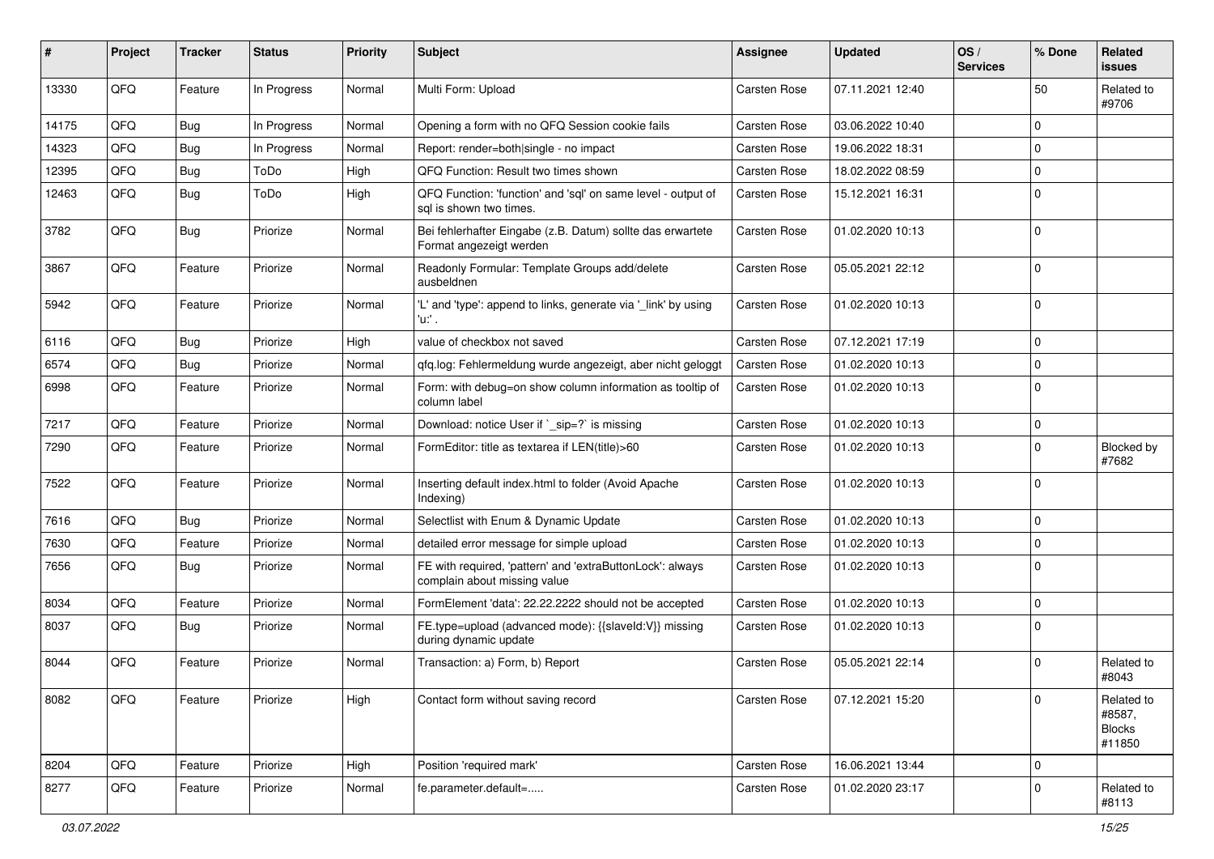| # | Project | Tracker | Status | Priority | Subject | Assignee | Updated | OS / Services | % Done | Related issues |
|---|---|---|---|---|---|---|---|---|---|---|
| 13330 | QFQ | Feature | In Progress | Normal | Multi Form: Upload | Carsten Rose | 07.11.2021 12:40 | | 50 | Related to #9706 |
| 14175 | QFQ | Bug | In Progress | Normal | Opening a form with no QFQ Session cookie fails | Carsten Rose | 03.06.2022 10:40 | | 0 | |
| 14323 | QFQ | Bug | In Progress | Normal | Report: render=both|single - no impact | Carsten Rose | 19.06.2022 18:31 | | 0 | |
| 12395 | QFQ | Bug | ToDo | High | QFQ Function: Result two times shown | Carsten Rose | 18.02.2022 08:59 | | 0 | |
| 12463 | QFQ | Bug | ToDo | High | QFQ Function: 'function' and 'sql' on same level - output of sql is shown two times. | Carsten Rose | 15.12.2021 16:31 | | 0 | |
| 3782 | QFQ | Bug | Priorize | Normal | Bei fehlerhafter Eingabe (z.B. Datum) sollte das erwartete Format angezeigt werden | Carsten Rose | 01.02.2020 10:13 | | 0 | |
| 3867 | QFQ | Feature | Priorize | Normal | Readonly Formular: Template Groups add/delete ausbeldnen | Carsten Rose | 05.05.2021 22:12 | | 0 | |
| 5942 | QFQ | Feature | Priorize | Normal | 'L' and 'type': append to links, generate via '_link' by using 'u:' . | Carsten Rose | 01.02.2020 10:13 | | 0 | |
| 6116 | QFQ | Bug | Priorize | High | value of checkbox not saved | Carsten Rose | 07.12.2021 17:19 | | 0 | |
| 6574 | QFQ | Bug | Priorize | Normal | qfq.log: Fehlermeldung wurde angezeigt, aber nicht geloggt | Carsten Rose | 01.02.2020 10:13 | | 0 | |
| 6998 | QFQ | Feature | Priorize | Normal | Form: with debug=on show column information as tooltip of column label | Carsten Rose | 01.02.2020 10:13 | | 0 | |
| 7217 | QFQ | Feature | Priorize | Normal | Download: notice User if `_sip=?` is missing | Carsten Rose | 01.02.2020 10:13 | | 0 | |
| 7290 | QFQ | Feature | Priorize | Normal | FormEditor: title as textarea if LEN(title)>60 | Carsten Rose | 01.02.2020 10:13 | | 0 | Blocked by #7682 |
| 7522 | QFQ | Feature | Priorize | Normal | Inserting default index.html to folder (Avoid Apache Indexing) | Carsten Rose | 01.02.2020 10:13 | | 0 | |
| 7616 | QFQ | Bug | Priorize | Normal | Selectlist with Enum & Dynamic Update | Carsten Rose | 01.02.2020 10:13 | | 0 | |
| 7630 | QFQ | Feature | Priorize | Normal | detailed error message for simple upload | Carsten Rose | 01.02.2020 10:13 | | 0 | |
| 7656 | QFQ | Bug | Priorize | Normal | FE with required, 'pattern' and 'extraButtonLock': always complain about missing value | Carsten Rose | 01.02.2020 10:13 | | 0 | |
| 8034 | QFQ | Feature | Priorize | Normal | FormElement 'data': 22.22.2222 should not be accepted | Carsten Rose | 01.02.2020 10:13 | | 0 | |
| 8037 | QFQ | Bug | Priorize | Normal | FE.type=upload (advanced mode): {{slaveId:V}} missing during dynamic update | Carsten Rose | 01.02.2020 10:13 | | 0 | |
| 8044 | QFQ | Feature | Priorize | Normal | Transaction: a) Form, b) Report | Carsten Rose | 05.05.2021 22:14 | | 0 | Related to #8043 |
| 8082 | QFQ | Feature | Priorize | High | Contact form without saving record | Carsten Rose | 07.12.2021 15:20 | | 0 | Related to #8587, Blocks #11850 |
| 8204 | QFQ | Feature | Priorize | High | Position 'required mark' | Carsten Rose | 16.06.2021 13:44 | | 0 | |
| 8277 | QFQ | Feature | Priorize | Normal | fe.parameter.default=..... | Carsten Rose | 01.02.2020 23:17 | | 0 | Related to #8113 |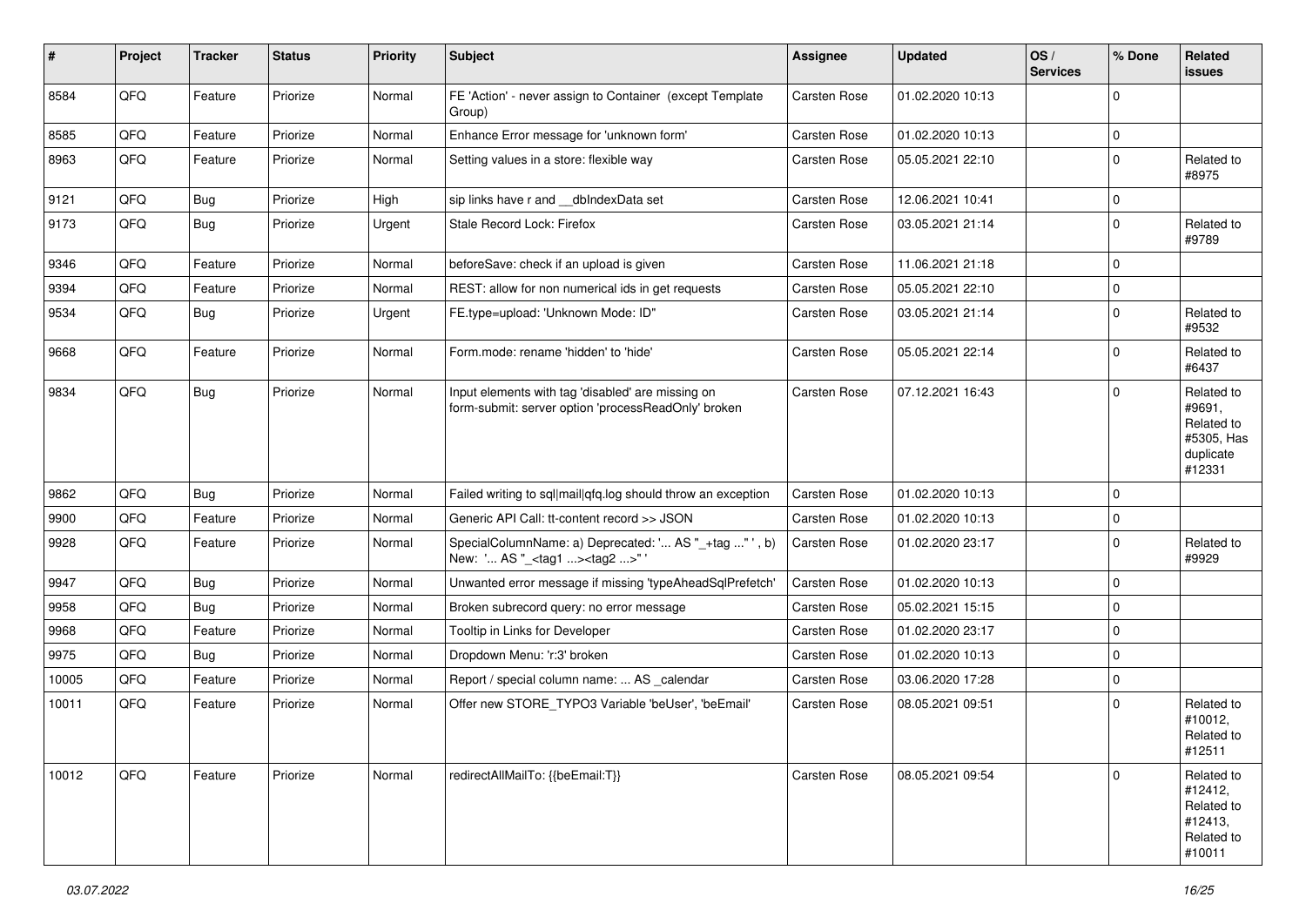| # | Project | Tracker | Status | Priority | Subject | Assignee | Updated | OS / Services | % Done | Related issues |
|---|---|---|---|---|---|---|---|---|---|---|
| 8584 | QFQ | Feature | Priorize | Normal | FE 'Action' - never assign to Container (except Template Group) | Carsten Rose | 01.02.2020 10:13 | | 0 | |
| 8585 | QFQ | Feature | Priorize | Normal | Enhance Error message for 'unknown form' | Carsten Rose | 01.02.2020 10:13 | | 0 | |
| 8963 | QFQ | Feature | Priorize | Normal | Setting values in a store: flexible way | Carsten Rose | 05.05.2021 22:10 | | 0 | Related to #8975 |
| 9121 | QFQ | Bug | Priorize | High | sip links have r and __dbIndexData set | Carsten Rose | 12.06.2021 10:41 | | 0 | |
| 9173 | QFQ | Bug | Priorize | Urgent | Stale Record Lock: Firefox | Carsten Rose | 03.05.2021 21:14 | | 0 | Related to #9789 |
| 9346 | QFQ | Feature | Priorize | Normal | beforeSave: check if an upload is given | Carsten Rose | 11.06.2021 21:18 | | 0 | |
| 9394 | QFQ | Feature | Priorize | Normal | REST: allow for non numerical ids in get requests | Carsten Rose | 05.05.2021 22:10 | | 0 | |
| 9534 | QFQ | Bug | Priorize | Urgent | FE.type=upload: 'Unknown Mode: ID" | Carsten Rose | 03.05.2021 21:14 | | 0 | Related to #9532 |
| 9668 | QFQ | Feature | Priorize | Normal | Form.mode: rename 'hidden' to 'hide' | Carsten Rose | 05.05.2021 22:14 | | 0 | Related to #6437 |
| 9834 | QFQ | Bug | Priorize | Normal | Input elements with tag 'disabled' are missing on form-submit: server option 'processReadOnly' broken | Carsten Rose | 07.12.2021 16:43 | | 0 | Related to #9691, Related to #5305, Has duplicate #12331 |
| 9862 | QFQ | Bug | Priorize | Normal | Failed writing to sql\|mail\|qfq.log should throw an exception | Carsten Rose | 01.02.2020 10:13 | | 0 | |
| 9900 | QFQ | Feature | Priorize | Normal | Generic API Call: tt-content record >> JSON | Carsten Rose | 01.02.2020 10:13 | | 0 | |
| 9928 | QFQ | Feature | Priorize | Normal | SpecialColumnName: a) Deprecated: '... AS "_+tag ..." ', b) New: '... AS "_<tag1 ...><tag2 ...>" ' | Carsten Rose | 01.02.2020 23:17 | | 0 | Related to #9929 |
| 9947 | QFQ | Bug | Priorize | Normal | Unwanted error message if missing 'typeAheadSqlPrefetch' | Carsten Rose | 01.02.2020 10:13 | | 0 | |
| 9958 | QFQ | Bug | Priorize | Normal | Broken subrecord query: no error message | Carsten Rose | 05.02.2021 15:15 | | 0 | |
| 9968 | QFQ | Feature | Priorize | Normal | Tooltip in Links for Developer | Carsten Rose | 01.02.2020 23:17 | | 0 | |
| 9975 | QFQ | Bug | Priorize | Normal | Dropdown Menu: 'r:3' broken | Carsten Rose | 01.02.2020 10:13 | | 0 | |
| 10005 | QFQ | Feature | Priorize | Normal | Report / special column name: ... AS _calendar | Carsten Rose | 03.06.2020 17:28 | | 0 | |
| 10011 | QFQ | Feature | Priorize | Normal | Offer new STORE_TYPO3 Variable 'beUser', 'beEmail' | Carsten Rose | 08.05.2021 09:51 | | 0 | Related to #10012, Related to #12511 |
| 10012 | QFQ | Feature | Priorize | Normal | redirectAllMailTo: {{beEmail:T}} | Carsten Rose | 08.05.2021 09:54 | | 0 | Related to #12412, Related to #12413, Related to #10011 |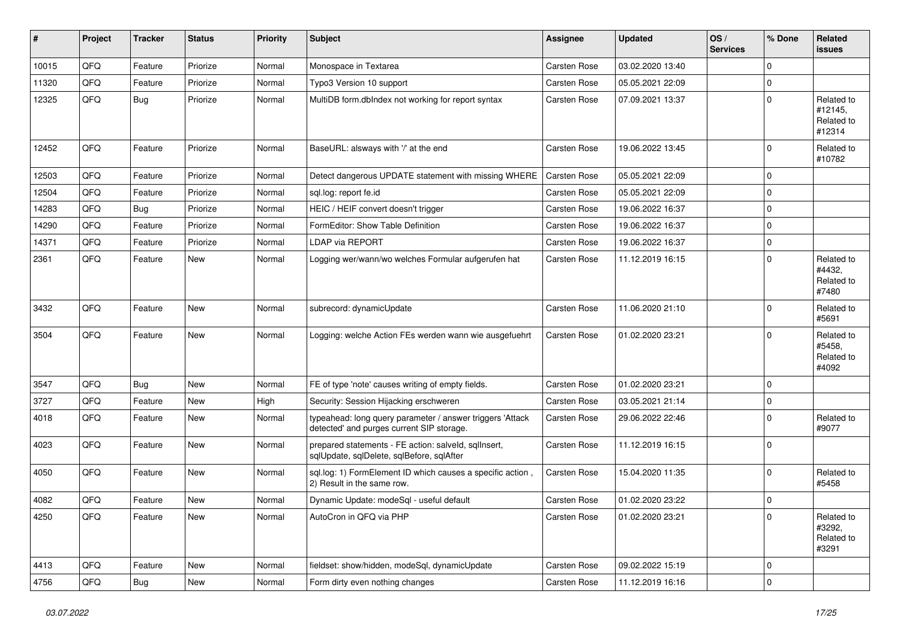| # | Project | Tracker | Status | Priority | Subject | Assignee | Updated | OS / Services | % Done | Related issues |
|---|---|---|---|---|---|---|---|---|---|---|
| 10015 | QFQ | Feature | Priorize | Normal | Monospace in Textarea | Carsten Rose | 03.02.2020 13:40 | | 0 | |
| 11320 | QFQ | Feature | Priorize | Normal | Typo3 Version 10 support | Carsten Rose | 05.05.2021 22:09 | | 0 | |
| 12325 | QFQ | Bug | Priorize | Normal | MultiDB form.dbIndex not working for report syntax | Carsten Rose | 07.09.2021 13:37 | | 0 | Related to #12145, Related to #12314 |
| 12452 | QFQ | Feature | Priorize | Normal | BaseURL: alsways with '/' at the end | Carsten Rose | 19.06.2022 13:45 | | 0 | Related to #10782 |
| 12503 | QFQ | Feature | Priorize | Normal | Detect dangerous UPDATE statement with missing WHERE | Carsten Rose | 05.05.2021 22:09 | | 0 | |
| 12504 | QFQ | Feature | Priorize | Normal | sql.log: report fe.id | Carsten Rose | 05.05.2021 22:09 | | 0 | |
| 14283 | QFQ | Bug | Priorize | Normal | HEIC / HEIF convert doesn't trigger | Carsten Rose | 19.06.2022 16:37 | | 0 | |
| 14290 | QFQ | Feature | Priorize | Normal | FormEditor: Show Table Definition | Carsten Rose | 19.06.2022 16:37 | | 0 | |
| 14371 | QFQ | Feature | Priorize | Normal | LDAP via REPORT | Carsten Rose | 19.06.2022 16:37 | | 0 | |
| 2361 | QFQ | Feature | New | Normal | Logging wer/wann/wo welches Formular aufgerufen hat | Carsten Rose | 11.12.2019 16:15 | | 0 | Related to #4432, Related to #7480 |
| 3432 | QFQ | Feature | New | Normal | subrecord: dynamicUpdate | Carsten Rose | 11.06.2020 21:10 | | 0 | Related to #5691 |
| 3504 | QFQ | Feature | New | Normal | Logging: welche Action FEs werden wann wie ausgefuehrt | Carsten Rose | 01.02.2020 23:21 | | 0 | Related to #5458, Related to #4092 |
| 3547 | QFQ | Bug | New | Normal | FE of type 'note' causes writing of empty fields. | Carsten Rose | 01.02.2020 23:21 | | 0 | |
| 3727 | QFQ | Feature | New | High | Security: Session Hijacking erschweren | Carsten Rose | 03.05.2021 21:14 | | 0 | |
| 4018 | QFQ | Feature | New | Normal | typeahead: long query parameter / answer triggers 'Attack detected' and purges current SIP storage. | Carsten Rose | 29.06.2022 22:46 | | 0 | Related to #9077 |
| 4023 | QFQ | Feature | New | Normal | prepared statements - FE action: salveld, sqlInsert, sqlUpdate, sqlDelete, sqlBefore, sqlAfter | Carsten Rose | 11.12.2019 16:15 | | 0 | |
| 4050 | QFQ | Feature | New | Normal | sql.log: 1) FormElement ID which causes a specific action , 2) Result in the same row. | Carsten Rose | 15.04.2020 11:35 | | 0 | Related to #5458 |
| 4082 | QFQ | Feature | New | Normal | Dynamic Update: modeSql - useful default | Carsten Rose | 01.02.2020 23:22 | | 0 | |
| 4250 | QFQ | Feature | New | Normal | AutoCron in QFQ via PHP | Carsten Rose | 01.02.2020 23:21 | | 0 | Related to #3292, Related to #3291 |
| 4413 | QFQ | Feature | New | Normal | fieldset: show/hidden, modeSql, dynamicUpdate | Carsten Rose | 09.02.2022 15:19 | | 0 | |
| 4756 | QFQ | Bug | New | Normal | Form dirty even nothing changes | Carsten Rose | 11.12.2019 16:16 | | 0 | |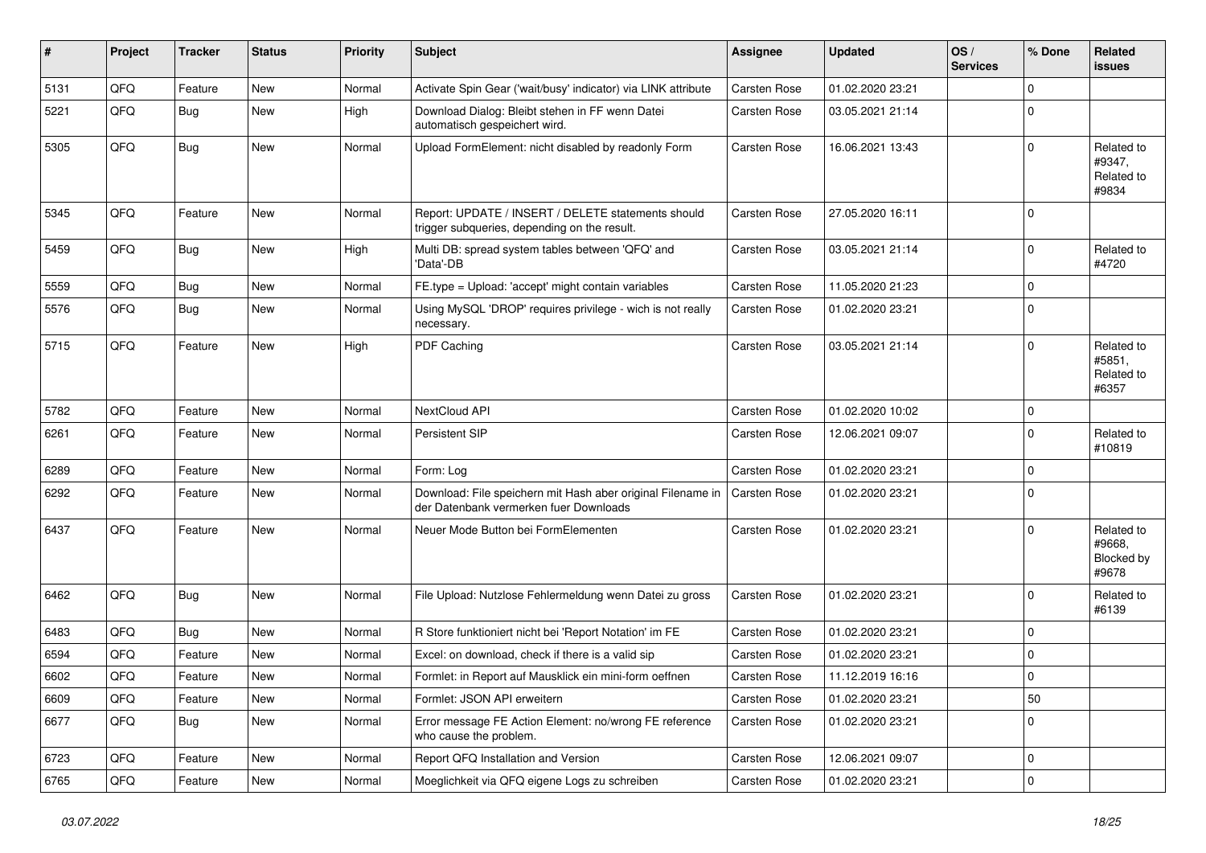| # | Project | Tracker | Status | Priority | Subject | Assignee | Updated | OS / Services | % Done | Related issues |
|---|---|---|---|---|---|---|---|---|---|---|
| 5131 | QFQ | Feature | New | Normal | Activate Spin Gear ('wait/busy' indicator) via LINK attribute | Carsten Rose | 01.02.2020 23:21 | | 0 | |
| 5221 | QFQ | Bug | New | High | Download Dialog: Bleibt stehen in FF wenn Datei automatisch gespeichert wird. | Carsten Rose | 03.05.2021 21:14 | | 0 | |
| 5305 | QFQ | Bug | New | Normal | Upload FormElement: nicht disabled by readonly Form | Carsten Rose | 16.06.2021 13:43 | | 0 | Related to #9347, Related to #9834 |
| 5345 | QFQ | Feature | New | Normal | Report: UPDATE / INSERT / DELETE statements should trigger subqueries, depending on the result. | Carsten Rose | 27.05.2020 16:11 | | 0 | |
| 5459 | QFQ | Bug | New | High | Multi DB: spread system tables between 'QFQ' and 'Data'-DB | Carsten Rose | 03.05.2021 21:14 | | 0 | Related to #4720 |
| 5559 | QFQ | Bug | New | Normal | FE.type = Upload: 'accept' might contain variables | Carsten Rose | 11.05.2020 21:23 | | 0 | |
| 5576 | QFQ | Bug | New | Normal | Using MySQL 'DROP' requires privilege - wich is not really necessary. | Carsten Rose | 01.02.2020 23:21 | | 0 | |
| 5715 | QFQ | Feature | New | High | PDF Caching | Carsten Rose | 03.05.2021 21:14 | | 0 | Related to #5851, Related to #6357 |
| 5782 | QFQ | Feature | New | Normal | NextCloud API | Carsten Rose | 01.02.2020 10:02 | | 0 | |
| 6261 | QFQ | Feature | New | Normal | Persistent SIP | Carsten Rose | 12.06.2021 09:07 | | 0 | Related to #10819 |
| 6289 | QFQ | Feature | New | Normal | Form: Log | Carsten Rose | 01.02.2020 23:21 | | 0 | |
| 6292 | QFQ | Feature | New | Normal | Download: File speichern mit Hash aber original Filename in der Datenbank vermerken fuer Downloads | Carsten Rose | 01.02.2020 23:21 | | 0 | |
| 6437 | QFQ | Feature | New | Normal | Neuer Mode Button bei FormElementen | Carsten Rose | 01.02.2020 23:21 | | 0 | Related to #9668, Blocked by #9678 |
| 6462 | QFQ | Bug | New | Normal | File Upload: Nutzlose Fehlermeldung wenn Datei zu gross | Carsten Rose | 01.02.2020 23:21 | | 0 | Related to #6139 |
| 6483 | QFQ | Bug | New | Normal | R Store funktioniert nicht bei 'Report Notation' im FE | Carsten Rose | 01.02.2020 23:21 | | 0 | |
| 6594 | QFQ | Feature | New | Normal | Excel: on download, check if there is a valid sip | Carsten Rose | 01.02.2020 23:21 | | 0 | |
| 6602 | QFQ | Feature | New | Normal | Formlet: in Report auf Mausklick ein mini-form oeffnen | Carsten Rose | 11.12.2019 16:16 | | 0 | |
| 6609 | QFQ | Feature | New | Normal | Formlet: JSON API erweitern | Carsten Rose | 01.02.2020 23:21 | | 50 | |
| 6677 | QFQ | Bug | New | Normal | Error message FE Action Element: no/wrong FE reference who cause the problem. | Carsten Rose | 01.02.2020 23:21 | | 0 | |
| 6723 | QFQ | Feature | New | Normal | Report QFQ Installation and Version | Carsten Rose | 12.06.2021 09:07 | | 0 | |
| 6765 | QFQ | Feature | New | Normal | Moeglichkeit via QFQ eigene Logs zu schreiben | Carsten Rose | 01.02.2020 23:21 | | 0 | |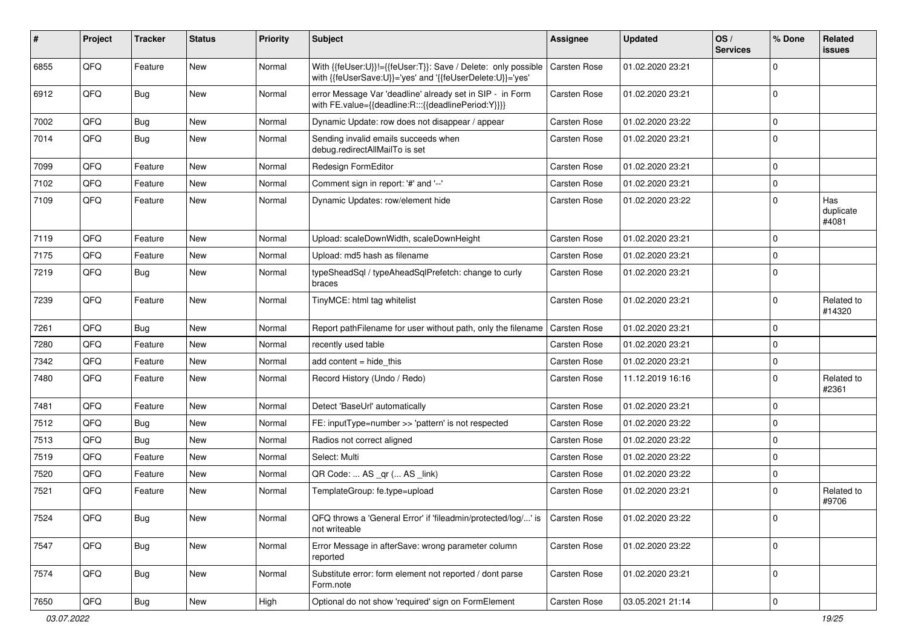| # | Project | Tracker | Status | Priority | Subject | Assignee | Updated | OS / Services | % Done | Related issues |
|---|---|---|---|---|---|---|---|---|---|---|
| 6855 | QFQ | Feature | New | Normal | With {{feUser:U}}!={{feUser:T}}: Save / Delete: only possible with {{feUserSave:U}}='yes' and '{{feUserDelete:U}}='yes' | Carsten Rose | 01.02.2020 23:21 | | 0 | |
| 6912 | QFQ | Bug | New | Normal | error Message Var 'deadline' already set in SIP - in Form with FE.value={{deadline:R:::{{deadlinePeriod:Y}}}} | Carsten Rose | 01.02.2020 23:21 | | 0 | |
| 7002 | QFQ | Bug | New | Normal | Dynamic Update: row does not disappear / appear | Carsten Rose | 01.02.2020 23:22 | | 0 | |
| 7014 | QFQ | Bug | New | Normal | Sending invalid emails succeeds when debug.redirectAllMailTo is set | Carsten Rose | 01.02.2020 23:21 | | 0 | |
| 7099 | QFQ | Feature | New | Normal | Redesign FormEditor | Carsten Rose | 01.02.2020 23:21 | | 0 | |
| 7102 | QFQ | Feature | New | Normal | Comment sign in report: '#' and '--' | Carsten Rose | 01.02.2020 23:21 | | 0 | |
| 7109 | QFQ | Feature | New | Normal | Dynamic Updates: row/element hide | Carsten Rose | 01.02.2020 23:22 | | 0 | Has duplicate #4081 |
| 7119 | QFQ | Feature | New | Normal | Upload: scaleDownWidth, scaleDownHeight | Carsten Rose | 01.02.2020 23:21 | | 0 | |
| 7175 | QFQ | Feature | New | Normal | Upload: md5 hash as filename | Carsten Rose | 01.02.2020 23:21 | | 0 | |
| 7219 | QFQ | Bug | New | Normal | typeSheadSql / typeAheadSqlPrefetch: change to curly braces | Carsten Rose | 01.02.2020 23:21 | | 0 | |
| 7239 | QFQ | Feature | New | Normal | TinyMCE: html tag whitelist | Carsten Rose | 01.02.2020 23:21 | | 0 | Related to #14320 |
| 7261 | QFQ | Bug | New | Normal | Report pathFilename for user without path, only the filename | Carsten Rose | 01.02.2020 23:21 | | 0 | |
| 7280 | QFQ | Feature | New | Normal | recently used table | Carsten Rose | 01.02.2020 23:21 | | 0 | |
| 7342 | QFQ | Feature | New | Normal | add content = hide_this | Carsten Rose | 01.02.2020 23:21 | | 0 | |
| 7480 | QFQ | Feature | New | Normal | Record History (Undo / Redo) | Carsten Rose | 11.12.2019 16:16 | | 0 | Related to #2361 |
| 7481 | QFQ | Feature | New | Normal | Detect 'BaseUrl' automatically | Carsten Rose | 01.02.2020 23:21 | | 0 | |
| 7512 | QFQ | Bug | New | Normal | FE: inputType=number >> 'pattern' is not respected | Carsten Rose | 01.02.2020 23:22 | | 0 | |
| 7513 | QFQ | Bug | New | Normal | Radios not correct aligned | Carsten Rose | 01.02.2020 23:22 | | 0 | |
| 7519 | QFQ | Feature | New | Normal | Select: Multi | Carsten Rose | 01.02.2020 23:22 | | 0 | |
| 7520 | QFQ | Feature | New | Normal | QR Code: ... AS _qr (... AS _link) | Carsten Rose | 01.02.2020 23:22 | | 0 | |
| 7521 | QFQ | Feature | New | Normal | TemplateGroup: fe.type=upload | Carsten Rose | 01.02.2020 23:21 | | 0 | Related to #9706 |
| 7524 | QFQ | Bug | New | Normal | QFQ throws a 'General Error' if 'fileadmin/protected/log/...' is not writeable | Carsten Rose | 01.02.2020 23:22 | | 0 | |
| 7547 | QFQ | Bug | New | Normal | Error Message in afterSave: wrong parameter column reported | Carsten Rose | 01.02.2020 23:22 | | 0 | |
| 7574 | QFQ | Bug | New | Normal | Substitute error: form element not reported / dont parse Form.note | Carsten Rose | 01.02.2020 23:21 | | 0 | |
| 7650 | QFQ | Bug | New | High | Optional do not show 'required' sign on FormElement | Carsten Rose | 03.05.2021 21:14 | | 0 | |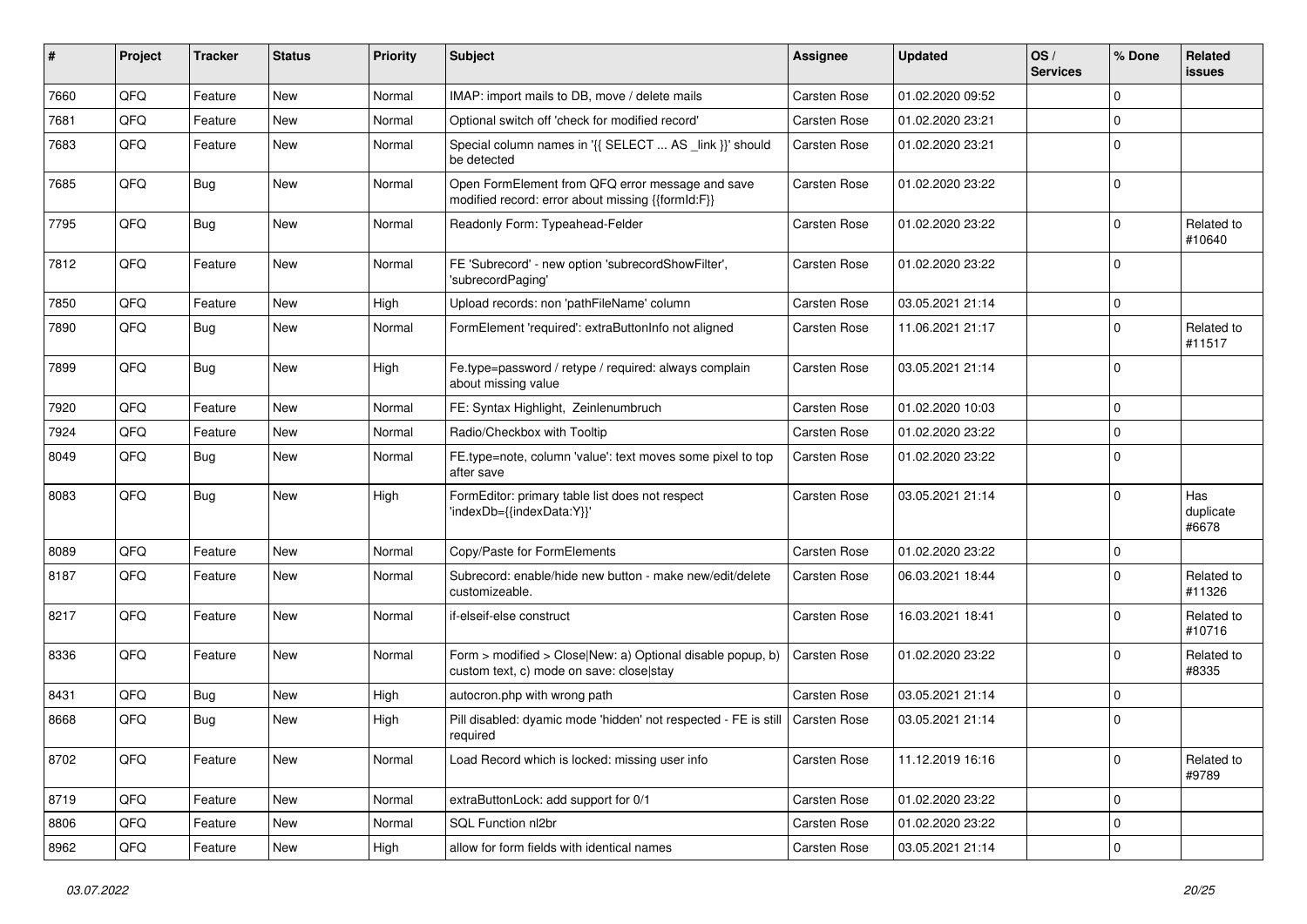| # | Project | Tracker | Status | Priority | Subject | Assignee | Updated | OS / Services | % Done | Related issues |
|---|---|---|---|---|---|---|---|---|---|---|
| 7660 | QFQ | Feature | New | Normal | IMAP: import mails to DB, move / delete mails | Carsten Rose | 01.02.2020 09:52 | | 0 | |
| 7681 | QFQ | Feature | New | Normal | Optional switch off 'check for modified record' | Carsten Rose | 01.02.2020 23:21 | | 0 | |
| 7683 | QFQ | Feature | New | Normal | Special column names in '{{ SELECT ... AS _link }}' should be detected | Carsten Rose | 01.02.2020 23:21 | | 0 | |
| 7685 | QFQ | Bug | New | Normal | Open FormElement from QFQ error message and save modified record: error about missing {{formId:F}} | Carsten Rose | 01.02.2020 23:22 | | 0 | |
| 7795 | QFQ | Bug | New | Normal | Readonly Form: Typeahead-Felder | Carsten Rose | 01.02.2020 23:22 | | 0 | Related to #10640 |
| 7812 | QFQ | Feature | New | Normal | FE 'Subrecord' - new option 'subrecordShowFilter', 'subrecordPaging' | Carsten Rose | 01.02.2020 23:22 | | 0 | |
| 7850 | QFQ | Feature | New | High | Upload records: non 'pathFileName' column | Carsten Rose | 03.05.2021 21:14 | | 0 | |
| 7890 | QFQ | Bug | New | Normal | FormElement 'required': extraButtonInfo not aligned | Carsten Rose | 11.06.2021 21:17 | | 0 | Related to #11517 |
| 7899 | QFQ | Bug | New | High | Fe.type=password / retype / required: always complain about missing value | Carsten Rose | 03.05.2021 21:14 | | 0 | |
| 7920 | QFQ | Feature | New | Normal | FE: Syntax Highlight, Zeinlenumbruch | Carsten Rose | 01.02.2020 10:03 | | 0 | |
| 7924 | QFQ | Feature | New | Normal | Radio/Checkbox with Tooltip | Carsten Rose | 01.02.2020 23:22 | | 0 | |
| 8049 | QFQ | Bug | New | Normal | FE.type=note, column 'value': text moves some pixel to top after save | Carsten Rose | 01.02.2020 23:22 | | 0 | |
| 8083 | QFQ | Bug | New | High | FormEditor: primary table list does not respect 'indexDb={{indexData:Y}}' | Carsten Rose | 03.05.2021 21:14 | | 0 | Has duplicate #6678 |
| 8089 | QFQ | Feature | New | Normal | Copy/Paste for FormElements | Carsten Rose | 01.02.2020 23:22 | | 0 | |
| 8187 | QFQ | Feature | New | Normal | Subrecord: enable/hide new button - make new/edit/delete customizeable. | Carsten Rose | 06.03.2021 18:44 | | 0 | Related to #11326 |
| 8217 | QFQ | Feature | New | Normal | if-elseif-else construct | Carsten Rose | 16.03.2021 18:41 | | 0 | Related to #10716 |
| 8336 | QFQ | Feature | New | Normal | Form > modified > Close\|New: a) Optional disable popup, b) custom text, c) mode on save: close\|stay | Carsten Rose | 01.02.2020 23:22 | | 0 | Related to #8335 |
| 8431 | QFQ | Bug | New | High | autocron.php with wrong path | Carsten Rose | 03.05.2021 21:14 | | 0 | |
| 8668 | QFQ | Bug | New | High | Pill disabled: dyamic mode 'hidden' not respected - FE is still required | Carsten Rose | 03.05.2021 21:14 | | 0 | |
| 8702 | QFQ | Feature | New | Normal | Load Record which is locked: missing user info | Carsten Rose | 11.12.2019 16:16 | | 0 | Related to #9789 |
| 8719 | QFQ | Feature | New | Normal | extraButtonLock: add support for 0/1 | Carsten Rose | 01.02.2020 23:22 | | 0 | |
| 8806 | QFQ | Feature | New | Normal | SQL Function nl2br | Carsten Rose | 01.02.2020 23:22 | | 0 | |
| 8962 | QFQ | Feature | New | High | allow for form fields with identical names | Carsten Rose | 03.05.2021 21:14 | | 0 | |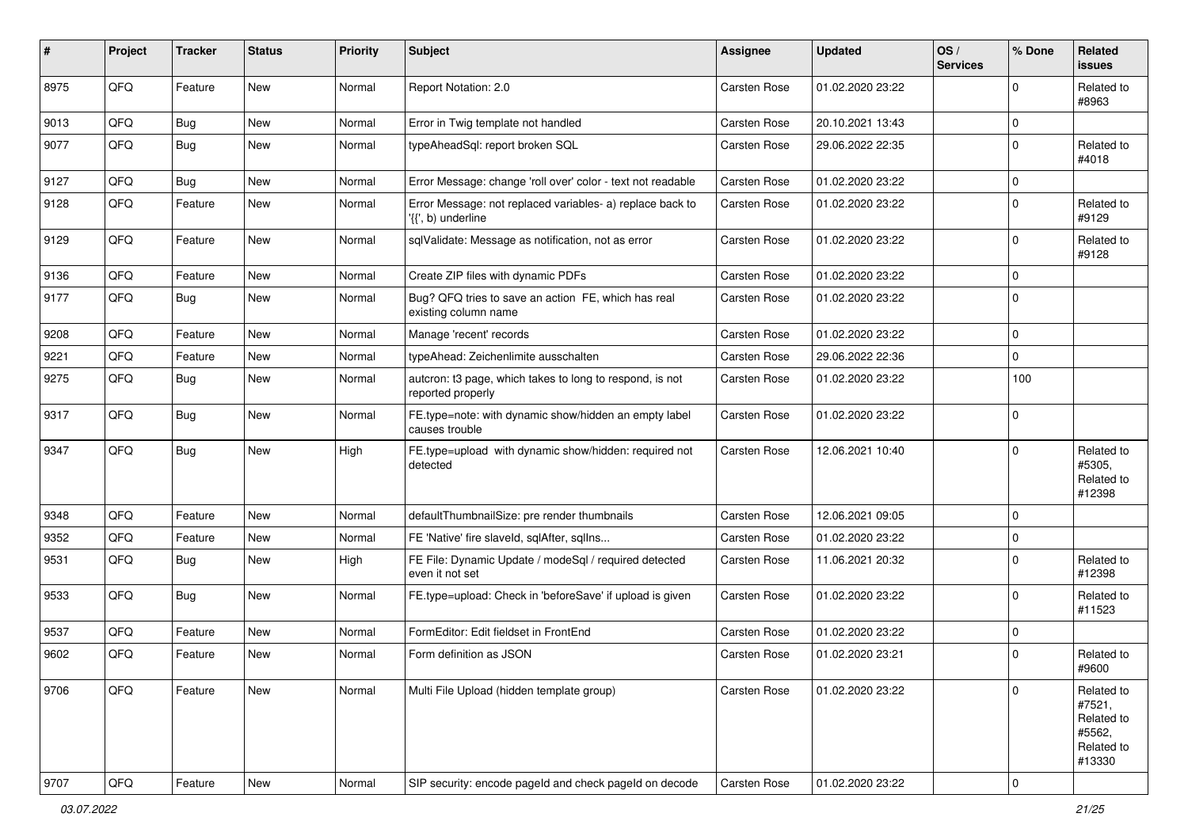| # | Project | Tracker | Status | Priority | Subject | Assignee | Updated | OS / Services | % Done | Related issues |
|---|---|---|---|---|---|---|---|---|---|---|
| 8975 | QFQ | Feature | New | Normal | Report Notation: 2.0 | Carsten Rose | 01.02.2020 23:22 | | 0 | Related to #8963 |
| 9013 | QFQ | Bug | New | Normal | Error in Twig template not handled | Carsten Rose | 20.10.2021 13:43 | | 0 | |
| 9077 | QFQ | Bug | New | Normal | typeAheadSql: report broken SQL | Carsten Rose | 29.06.2022 22:35 | | 0 | Related to #4018 |
| 9127 | QFQ | Bug | New | Normal | Error Message: change 'roll over' color - text not readable | Carsten Rose | 01.02.2020 23:22 | | 0 | |
| 9128 | QFQ | Feature | New | Normal | Error Message: not replaced variables- a) replace back to '{{', b) underline | Carsten Rose | 01.02.2020 23:22 | | 0 | Related to #9129 |
| 9129 | QFQ | Feature | New | Normal | sqlValidate: Message as notification, not as error | Carsten Rose | 01.02.2020 23:22 | | 0 | Related to #9128 |
| 9136 | QFQ | Feature | New | Normal | Create ZIP files with dynamic PDFs | Carsten Rose | 01.02.2020 23:22 | | 0 | |
| 9177 | QFQ | Bug | New | Normal | Bug? QFQ tries to save an action FE, which has real existing column name | Carsten Rose | 01.02.2020 23:22 | | 0 | |
| 9208 | QFQ | Feature | New | Normal | Manage 'recent' records | Carsten Rose | 01.02.2020 23:22 | | 0 | |
| 9221 | QFQ | Feature | New | Normal | typeAhead: Zeichenlimite ausschalten | Carsten Rose | 29.06.2022 22:36 | | 0 | |
| 9275 | QFQ | Bug | New | Normal | autcron: t3 page, which takes to long to respond, is not reported properly | Carsten Rose | 01.02.2020 23:22 | | 100 | |
| 9317 | QFQ | Bug | New | Normal | FE.type=note: with dynamic show/hidden an empty label causes trouble | Carsten Rose | 01.02.2020 23:22 | | 0 | |
| 9347 | QFQ | Bug | New | High | FE.type=upload with dynamic show/hidden: required not detected | Carsten Rose | 12.06.2021 10:40 | | 0 | Related to #5305, Related to #12398 |
| 9348 | QFQ | Feature | New | Normal | defaultThumbnailSize: pre render thumbnails | Carsten Rose | 12.06.2021 09:05 | | 0 | |
| 9352 | QFQ | Feature | New | Normal | FE 'Native' fire slaveId, sqlAfter, sqlIns... | Carsten Rose | 01.02.2020 23:22 | | 0 | |
| 9531 | QFQ | Bug | New | High | FE File: Dynamic Update / modeSql / required detected even it not set | Carsten Rose | 11.06.2021 20:32 | | 0 | Related to #12398 |
| 9533 | QFQ | Bug | New | Normal | FE.type=upload: Check in 'beforeSave' if upload is given | Carsten Rose | 01.02.2020 23:22 | | 0 | Related to #11523 |
| 9537 | QFQ | Feature | New | Normal | FormEditor: Edit fieldset in FrontEnd | Carsten Rose | 01.02.2020 23:22 | | 0 | |
| 9602 | QFQ | Feature | New | Normal | Form definition as JSON | Carsten Rose | 01.02.2020 23:21 | | 0 | Related to #9600 |
| 9706 | QFQ | Feature | New | Normal | Multi File Upload (hidden template group) | Carsten Rose | 01.02.2020 23:22 | | 0 | Related to #7521, Related to #5562, Related to #13330 |
| 9707 | QFQ | Feature | New | Normal | SIP security: encode pageId and check pageId on decode | Carsten Rose | 01.02.2020 23:22 | | 0 | |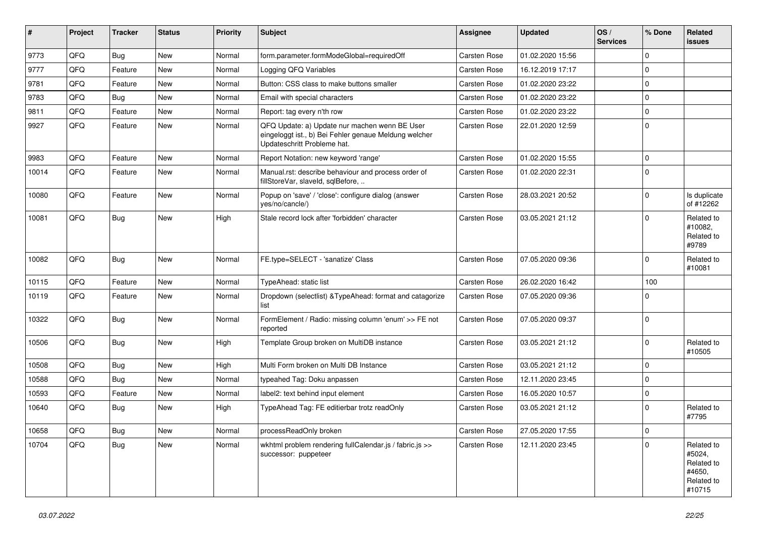| # | Project | Tracker | Status | Priority | Subject | Assignee | Updated | OS / Services | % Done | Related issues |
|---|---|---|---|---|---|---|---|---|---|---|
| 9773 | QFQ | Bug | New | Normal | form.parameter.formModeGlobal=requiredOff | Carsten Rose | 01.02.2020 15:56 | | 0 | |
| 9777 | QFQ | Feature | New | Normal | Logging QFQ Variables | Carsten Rose | 16.12.2019 17:17 | | 0 | |
| 9781 | QFQ | Feature | New | Normal | Button: CSS class to make buttons smaller | Carsten Rose | 01.02.2020 23:22 | | 0 | |
| 9783 | QFQ | Bug | New | Normal | Email with special characters | Carsten Rose | 01.02.2020 23:22 | | 0 | |
| 9811 | QFQ | Feature | New | Normal | Report: tag every n'th row | Carsten Rose | 01.02.2020 23:22 | | 0 | |
| 9927 | QFQ | Feature | New | Normal | QFQ Update: a) Update nur machen wenn BE User eingeloggt ist., b) Bei Fehler genaue Meldung welcher Updateschritt Probleme hat. | Carsten Rose | 22.01.2020 12:59 | | 0 | |
| 9983 | QFQ | Feature | New | Normal | Report Notation: new keyword 'range' | Carsten Rose | 01.02.2020 15:55 | | 0 | |
| 10014 | QFQ | Feature | New | Normal | Manual.rst: describe behaviour and process order of fillStoreVar, slaveId, sqlBefore, .. | Carsten Rose | 01.02.2020 22:31 | | 0 | |
| 10080 | QFQ | Feature | New | Normal | Popup on 'save' / 'close': configure dialog (answer yes/no/cancle/) | Carsten Rose | 28.03.2021 20:52 | | 0 | Is duplicate of #12262 |
| 10081 | QFQ | Bug | New | High | Stale record lock after 'forbidden' character | Carsten Rose | 03.05.2021 21:12 | | 0 | Related to #10082, Related to #9789 |
| 10082 | QFQ | Bug | New | Normal | FE.type=SELECT - 'sanatize' Class | Carsten Rose | 07.05.2020 09:36 | | 0 | Related to #10081 |
| 10115 | QFQ | Feature | New | Normal | TypeAhead: static list | Carsten Rose | 26.02.2020 16:42 | | 100 | |
| 10119 | QFQ | Feature | New | Normal | Dropdown (selectlist) &TypeAhead: format and catagorize list | Carsten Rose | 07.05.2020 09:36 | | 0 | |
| 10322 | QFQ | Bug | New | Normal | FormElement / Radio: missing column 'enum' >> FE not reported | Carsten Rose | 07.05.2020 09:37 | | 0 | |
| 10506 | QFQ | Bug | New | High | Template Group broken on MultiDB instance | Carsten Rose | 03.05.2021 21:12 | | 0 | Related to #10505 |
| 10508 | QFQ | Bug | New | High | Multi Form broken on Multi DB Instance | Carsten Rose | 03.05.2021 21:12 | | 0 | |
| 10588 | QFQ | Bug | New | Normal | typeahed Tag: Doku anpassen | Carsten Rose | 12.11.2020 23:45 | | 0 | |
| 10593 | QFQ | Feature | New | Normal | label2: text behind input element | Carsten Rose | 16.05.2020 10:57 | | 0 | |
| 10640 | QFQ | Bug | New | High | TypeAhead Tag: FE editierbar trotz readOnly | Carsten Rose | 03.05.2021 21:12 | | 0 | Related to #7795 |
| 10658 | QFQ | Bug | New | Normal | processReadOnly broken | Carsten Rose | 27.05.2020 17:55 | | 0 | |
| 10704 | QFQ | Bug | New | Normal | wkhtml problem rendering fullCalendar.js / fabric.js >> successor: puppeteer | Carsten Rose | 12.11.2020 23:45 | | 0 | Related to #5024, Related to #4650, Related to #10715 |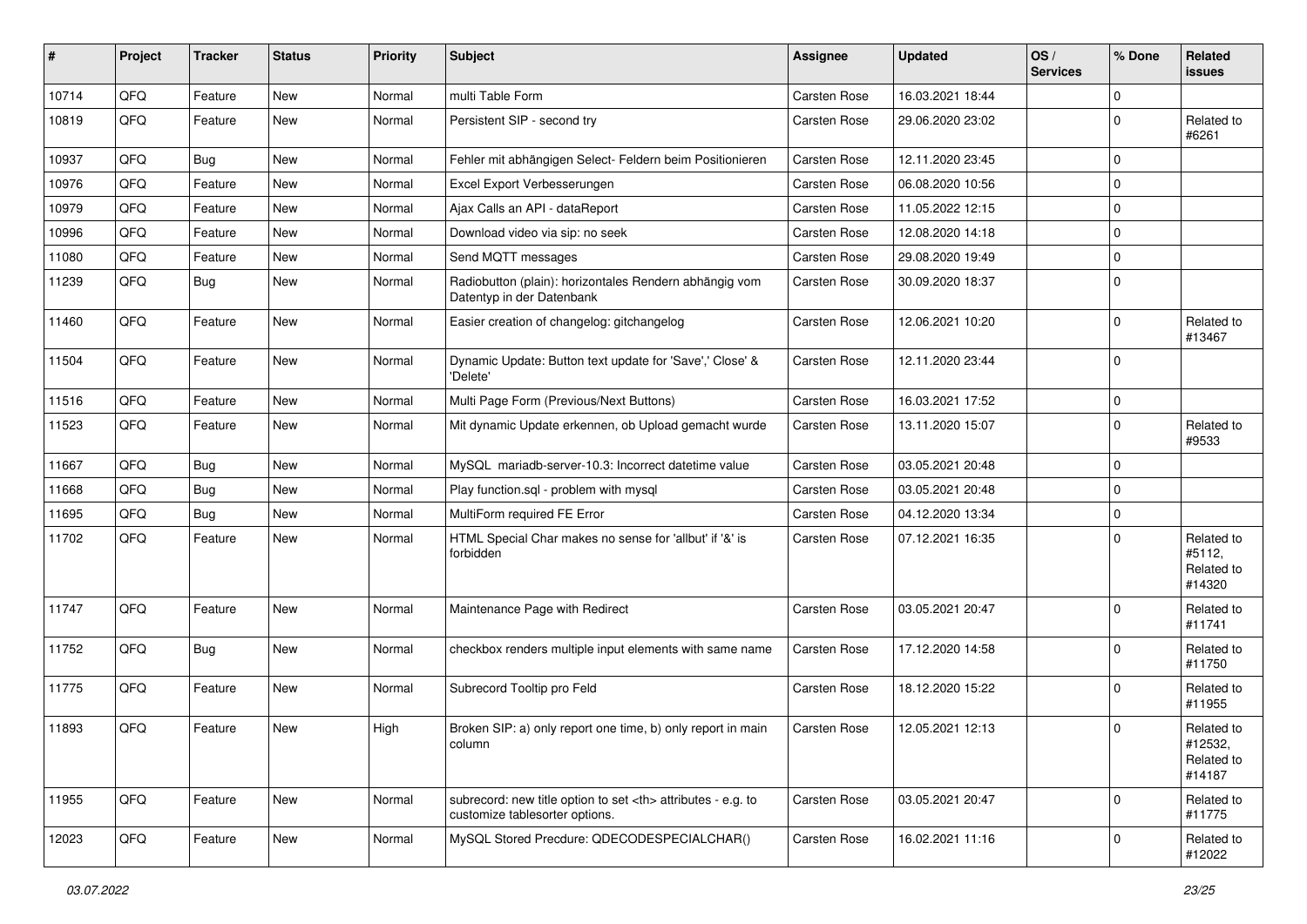| # | Project | Tracker | Status | Priority | Subject | Assignee | Updated | OS / Services | % Done | Related issues |
|---|---|---|---|---|---|---|---|---|---|---|
| 10714 | QFQ | Feature | New | Normal | multi Table Form | Carsten Rose | 16.03.2021 18:44 | | 0 | |
| 10819 | QFQ | Feature | New | Normal | Persistent SIP - second try | Carsten Rose | 29.06.2020 23:02 | | 0 | Related to #6261 |
| 10937 | QFQ | Bug | New | Normal | Fehler mit abhängigen Select- Feldern beim Positionieren | Carsten Rose | 12.11.2020 23:45 | | 0 | |
| 10976 | QFQ | Feature | New | Normal | Excel Export Verbesserungen | Carsten Rose | 06.08.2020 10:56 | | 0 | |
| 10979 | QFQ | Feature | New | Normal | Ajax Calls an API - dataReport | Carsten Rose | 11.05.2022 12:15 | | 0 | |
| 10996 | QFQ | Feature | New | Normal | Download video via sip: no seek | Carsten Rose | 12.08.2020 14:18 | | 0 | |
| 11080 | QFQ | Feature | New | Normal | Send MQTT messages | Carsten Rose | 29.08.2020 19:49 | | 0 | |
| 11239 | QFQ | Bug | New | Normal | Radiobutton (plain): horizontales Rendern abhängig vom Datentyp in der Datenbank | Carsten Rose | 30.09.2020 18:37 | | 0 | |
| 11460 | QFQ | Feature | New | Normal | Easier creation of changelog: gitchangelog | Carsten Rose | 12.06.2021 10:20 | | 0 | Related to #13467 |
| 11504 | QFQ | Feature | New | Normal | Dynamic Update: Button text update for 'Save',' Close' & 'Delete' | Carsten Rose | 12.11.2020 23:44 | | 0 | |
| 11516 | QFQ | Feature | New | Normal | Multi Page Form (Previous/Next Buttons) | Carsten Rose | 16.03.2021 17:52 | | 0 | |
| 11523 | QFQ | Feature | New | Normal | Mit dynamic Update erkennen, ob Upload gemacht wurde | Carsten Rose | 13.11.2020 15:07 | | 0 | Related to #9533 |
| 11667 | QFQ | Bug | New | Normal | MySQL mariadb-server-10.3: Incorrect datetime value | Carsten Rose | 03.05.2021 20:48 | | 0 | |
| 11668 | QFQ | Bug | New | Normal | Play function.sql - problem with mysql | Carsten Rose | 03.05.2021 20:48 | | 0 | |
| 11695 | QFQ | Bug | New | Normal | MultiForm required FE Error | Carsten Rose | 04.12.2020 13:34 | | 0 | |
| 11702 | QFQ | Feature | New | Normal | HTML Special Char makes no sense for 'allbut' if '&' is forbidden | Carsten Rose | 07.12.2021 16:35 | | 0 | Related to #5112, Related to #14320 |
| 11747 | QFQ | Feature | New | Normal | Maintenance Page with Redirect | Carsten Rose | 03.05.2021 20:47 | | 0 | Related to #11741 |
| 11752 | QFQ | Bug | New | Normal | checkbox renders multiple input elements with same name | Carsten Rose | 17.12.2020 14:58 | | 0 | Related to #11750 |
| 11775 | QFQ | Feature | New | Normal | Subrecord Tooltip pro Feld | Carsten Rose | 18.12.2020 15:22 | | 0 | Related to #11955 |
| 11893 | QFQ | Feature | New | High | Broken SIP: a) only report one time, b) only report in main column | Carsten Rose | 12.05.2021 12:13 | | 0 | Related to #12532, Related to #14187 |
| 11955 | QFQ | Feature | New | Normal | subrecord: new title option to set <th> attributes - e.g. to customize tablesorter options. | Carsten Rose | 03.05.2021 20:47 | | 0 | Related to #11775 |
| 12023 | QFQ | Feature | New | Normal | MySQL Stored Precdure: QDECODESPECIALCHAR() | Carsten Rose | 16.02.2021 11:16 | | 0 | Related to #12022 |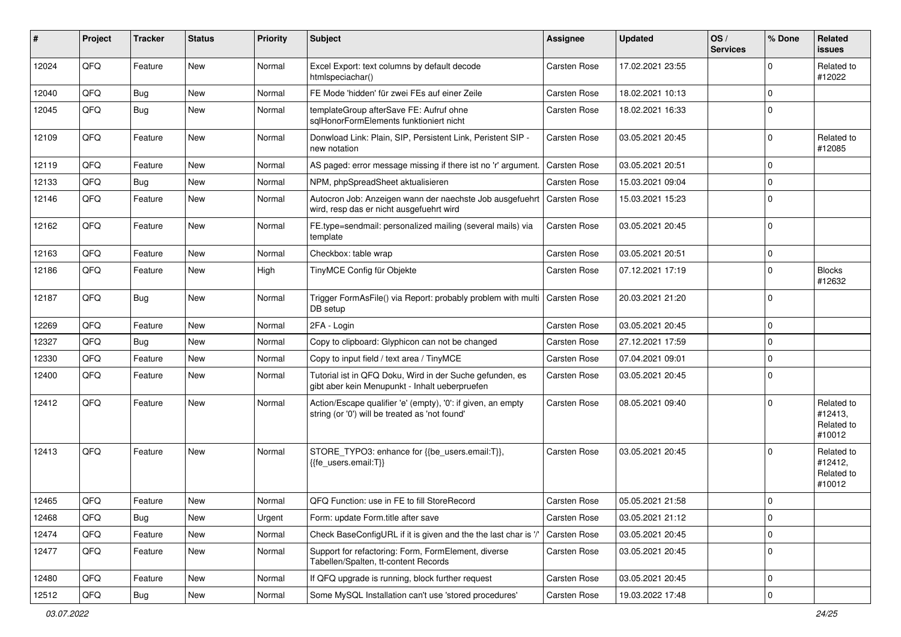| # | Project | Tracker | Status | Priority | Subject | Assignee | Updated | OS / Services | % Done | Related issues |
|---|---|---|---|---|---|---|---|---|---|---|
| 12024 | QFQ | Feature | New | Normal | Excel Export: text columns by default decode htmlspeciachar() | Carsten Rose | 17.02.2021 23:55 | | 0 | Related to #12022 |
| 12040 | QFQ | Bug | New | Normal | FE Mode 'hidden' für zwei FEs auf einer Zeile | Carsten Rose | 18.02.2021 10:13 | | 0 | |
| 12045 | QFQ | Bug | New | Normal | templateGroup afterSave FE: Aufruf ohne sqlHonorFormElements funktioniert nicht | Carsten Rose | 18.02.2021 16:33 | | 0 | |
| 12109 | QFQ | Feature | New | Normal | Donwload Link: Plain, SIP, Persistent Link, Peristent SIP - new notation | Carsten Rose | 03.05.2021 20:45 | | 0 | Related to #12085 |
| 12119 | QFQ | Feature | New | Normal | AS paged: error message missing if there ist no 'r' argument. | Carsten Rose | 03.05.2021 20:51 | | 0 | |
| 12133 | QFQ | Bug | New | Normal | NPM, phpSpreadSheet aktualisieren | Carsten Rose | 15.03.2021 09:04 | | 0 | |
| 12146 | QFQ | Feature | New | Normal | Autocron Job: Anzeigen wann der naechste Job ausgefuehrt wird, resp das er nicht ausgefuehrt wird | Carsten Rose | 15.03.2021 15:23 | | 0 | |
| 12162 | QFQ | Feature | New | Normal | FE.type=sendmail: personalized mailing (several mails) via template | Carsten Rose | 03.05.2021 20:45 | | 0 | |
| 12163 | QFQ | Feature | New | Normal | Checkbox: table wrap | Carsten Rose | 03.05.2021 20:51 | | 0 | |
| 12186 | QFQ | Feature | New | High | TinyMCE Config für Objekte | Carsten Rose | 07.12.2021 17:19 | | 0 | Blocks #12632 |
| 12187 | QFQ | Bug | New | Normal | Trigger FormAsFile() via Report: probably problem with multi DB setup | Carsten Rose | 20.03.2021 21:20 | | 0 | |
| 12269 | QFQ | Feature | New | Normal | 2FA - Login | Carsten Rose | 03.05.2021 20:45 | | 0 | |
| 12327 | QFQ | Bug | New | Normal | Copy to clipboard: Glyphicon can not be changed | Carsten Rose | 27.12.2021 17:59 | | 0 | |
| 12330 | QFQ | Feature | New | Normal | Copy to input field / text area / TinyMCE | Carsten Rose | 07.04.2021 09:01 | | 0 | |
| 12400 | QFQ | Feature | New | Normal | Tutorial ist in QFQ Doku, Wird in der Suche gefunden, es gibt aber kein Menupunkt - Inhalt ueberpruefen | Carsten Rose | 03.05.2021 20:45 | | 0 | |
| 12412 | QFQ | Feature | New | Normal | Action/Escape qualifier 'e' (empty), '0': if given, an empty string (or '0') will be treated as 'not found' | Carsten Rose | 08.05.2021 09:40 | | 0 | Related to #12413, Related to #10012 |
| 12413 | QFQ | Feature | New | Normal | STORE_TYPO3: enhance for {{be_users.email:T}}, {{fe_users.email:T}} | Carsten Rose | 03.05.2021 20:45 | | 0 | Related to #12412, Related to #10012 |
| 12465 | QFQ | Feature | New | Normal | QFQ Function: use in FE to fill StoreRecord | Carsten Rose | 05.05.2021 21:58 | | 0 | |
| 12468 | QFQ | Bug | New | Urgent | Form: update Form.title after save | Carsten Rose | 03.05.2021 21:12 | | 0 | |
| 12474 | QFQ | Feature | New | Normal | Check BaseConfigURL if it is given and the the last char is '/' | Carsten Rose | 03.05.2021 20:45 | | 0 | |
| 12477 | QFQ | Feature | New | Normal | Support for refactoring: Form, FormElement, diverse Tabellen/Spalten, tt-content Records | Carsten Rose | 03.05.2021 20:45 | | 0 | |
| 12480 | QFQ | Feature | New | Normal | If QFQ upgrade is running, block further request | Carsten Rose | 03.05.2021 20:45 | | 0 | |
| 12512 | QFQ | Bug | New | Normal | Some MySQL Installation can't use 'stored procedures' | Carsten Rose | 19.03.2022 17:48 | | 0 | |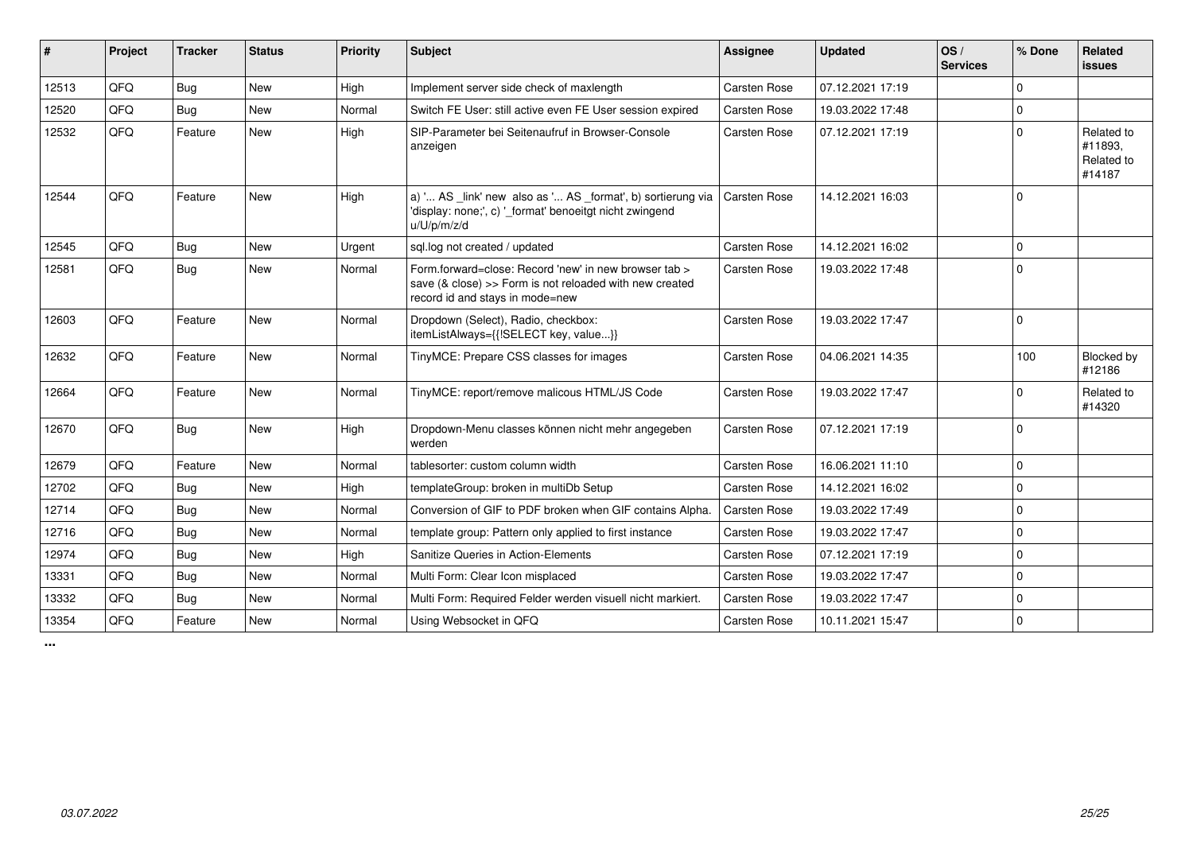| # | Project | Tracker | Status | Priority | Subject | Assignee | Updated | OS / Services | % Done | Related issues |
|---|---|---|---|---|---|---|---|---|---|---|
| 12513 | QFQ | Bug | New | High | Implement server side check of maxlength | Carsten Rose | 07.12.2021 17:19 | | 0 | |
| 12520 | QFQ | Bug | New | Normal | Switch FE User: still active even FE User session expired | Carsten Rose | 19.03.2022 17:48 | | 0 | |
| 12532 | QFQ | Feature | New | High | SIP-Parameter bei Seitenaufruf in Browser-Console anzeigen | Carsten Rose | 07.12.2021 17:19 | | 0 | Related to #11893, Related to #14187 |
| 12544 | QFQ | Feature | New | High | a) '... AS _link' new also as '... AS _format', b) sortierung via 'display: none;', c) '_format' benoeitgt nicht zwingend u/U/p/m/z/d | Carsten Rose | 14.12.2021 16:03 | | 0 | |
| 12545 | QFQ | Bug | New | Urgent | sql.log not created / updated | Carsten Rose | 14.12.2021 16:02 | | 0 | |
| 12581 | QFQ | Bug | New | Normal | Form.forward=close: Record 'new' in new browser tab > save (& close) >> Form is not reloaded with new created record id and stays in mode=new | Carsten Rose | 19.03.2022 17:48 | | 0 | |
| 12603 | QFQ | Feature | New | Normal | Dropdown (Select), Radio, checkbox: itemListAlways={{!SELECT key, value...}} | Carsten Rose | 19.03.2022 17:47 | | 0 | |
| 12632 | QFQ | Feature | New | Normal | TinyMCE: Prepare CSS classes for images | Carsten Rose | 04.06.2021 14:35 | | 100 | Blocked by #12186 |
| 12664 | QFQ | Feature | New | Normal | TinyMCE: report/remove malicous HTML/JS Code | Carsten Rose | 19.03.2022 17:47 | | 0 | Related to #14320 |
| 12670 | QFQ | Bug | New | High | Dropdown-Menu classes können nicht mehr angegeben werden | Carsten Rose | 07.12.2021 17:19 | | 0 | |
| 12679 | QFQ | Feature | New | Normal | tablesorter: custom column width | Carsten Rose | 16.06.2021 11:10 | | 0 | |
| 12702 | QFQ | Bug | New | High | templateGroup: broken in multiDb Setup | Carsten Rose | 14.12.2021 16:02 | | 0 | |
| 12714 | QFQ | Bug | New | Normal | Conversion of GIF to PDF broken when GIF contains Alpha. | Carsten Rose | 19.03.2022 17:49 | | 0 | |
| 12716 | QFQ | Bug | New | Normal | template group: Pattern only applied to first instance | Carsten Rose | 19.03.2022 17:47 | | 0 | |
| 12974 | QFQ | Bug | New | High | Sanitize Queries in Action-Elements | Carsten Rose | 07.12.2021 17:19 | | 0 | |
| 13331 | QFQ | Bug | New | Normal | Multi Form: Clear Icon misplaced | Carsten Rose | 19.03.2022 17:47 | | 0 | |
| 13332 | QFQ | Bug | New | Normal | Multi Form: Required Felder werden visuell nicht markiert. | Carsten Rose | 19.03.2022 17:47 | | 0 | |
| 13354 | QFQ | Feature | New | Normal | Using Websocket in QFQ | Carsten Rose | 10.11.2021 15:47 | | 0 | |

...